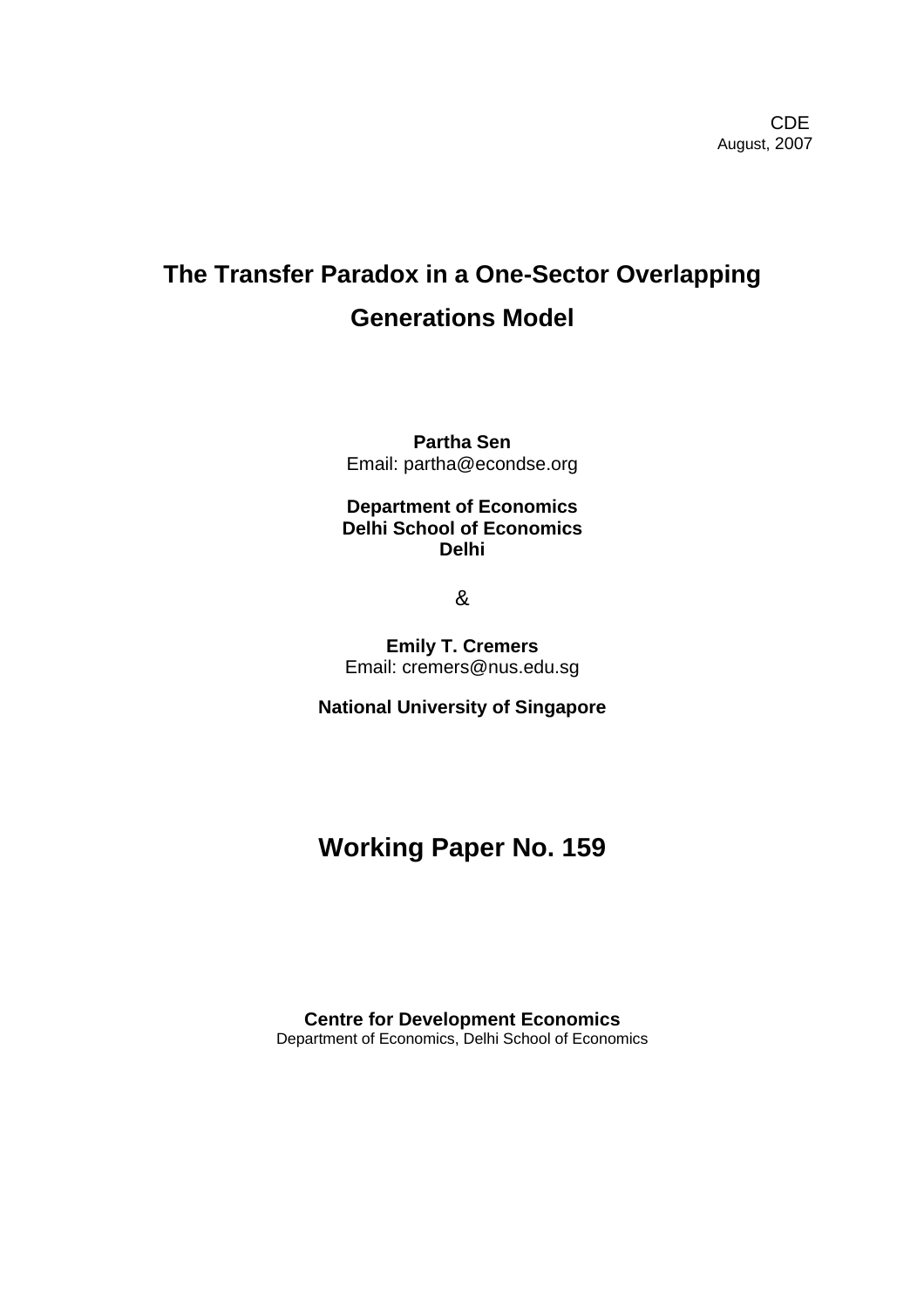CDE
August, 2007

# The Transfer Paradox in a One-Sector Overlapping Generations Model

**Partha Sen**
Email: partha@econdse.org

**Department of Economics**
**Delhi School of Economics**
**Delhi**

&

**Emily T. Cremers**
Email: cremers@nus.edu.sg

**National University of Singapore**

## Working Paper No. 159

**Centre for Development Economics**
Department of Economics, Delhi School of Economics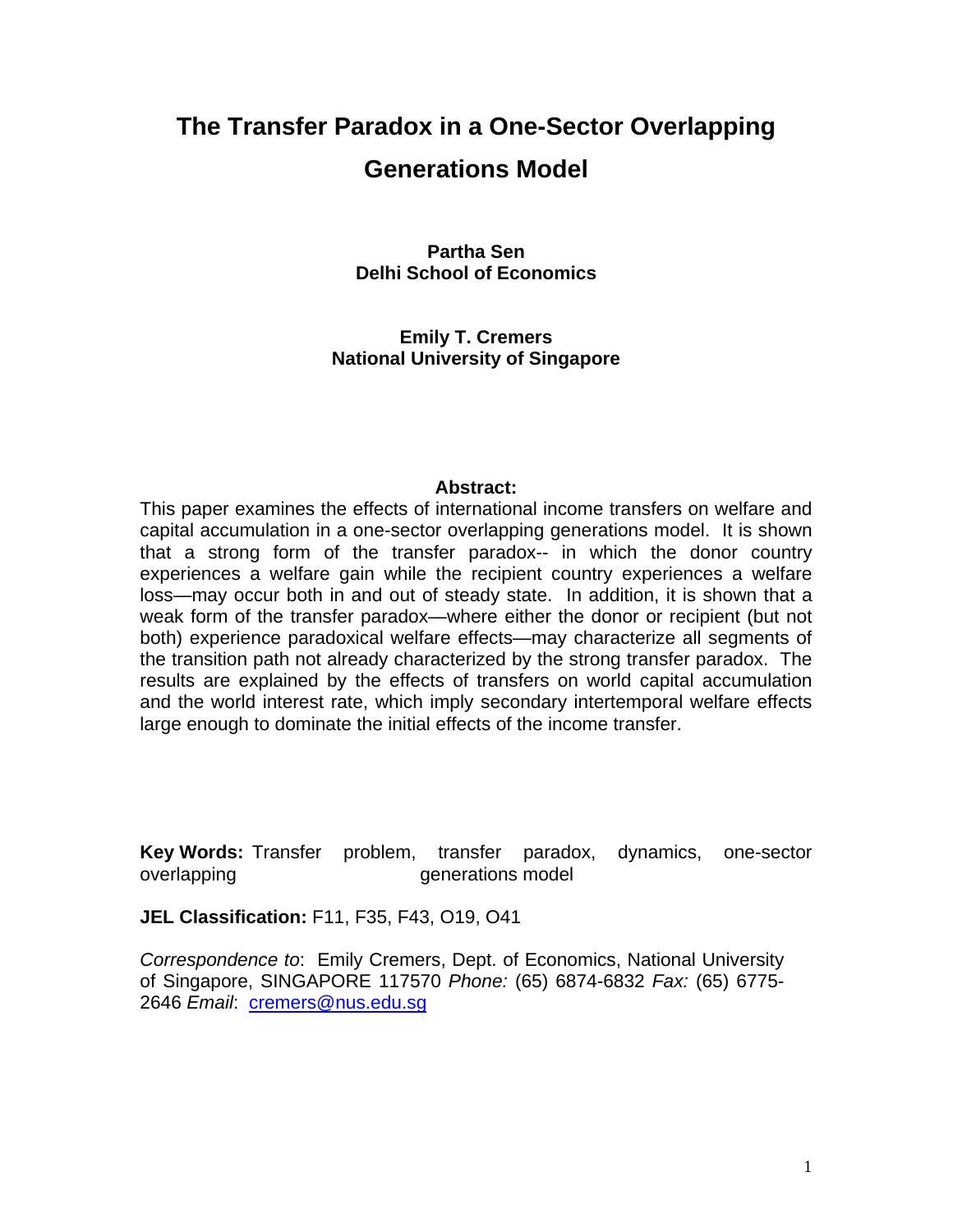# The Transfer Paradox in a One-Sector Overlapping Generations Model

**Partha Sen**
**Delhi School of Economics**

**Emily T. Cremers**
**National University of Singapore**

**Abstract:**

This paper examines the effects of international income transfers on welfare and capital accumulation in a one-sector overlapping generations model. It is shown that a strong form of the transfer paradox-- in which the donor country experiences a welfare gain while the recipient country experiences a welfare loss—may occur both in and out of steady state. In addition, it is shown that a weak form of the transfer paradox—where either the donor or recipient (but not both) experience paradoxical welfare effects—may characterize all segments of the transition path not already characterized by the strong transfer paradox. The results are explained by the effects of transfers on world capital accumulation and the world interest rate, which imply secondary intertemporal welfare effects large enough to dominate the initial effects of the income transfer.

**Key Words:** Transfer problem, transfer paradox, dynamics, one-sector overlapping generations model

**JEL Classification:** F11, F35, F43, O19, O41

*Correspondence to*: Emily Cremers, Dept. of Economics, National University of Singapore, SINGAPORE 117570 *Phone:* (65) 6874-6832 *Fax:* (65) 6775-2646 *Email*: cremers@nus.edu.sg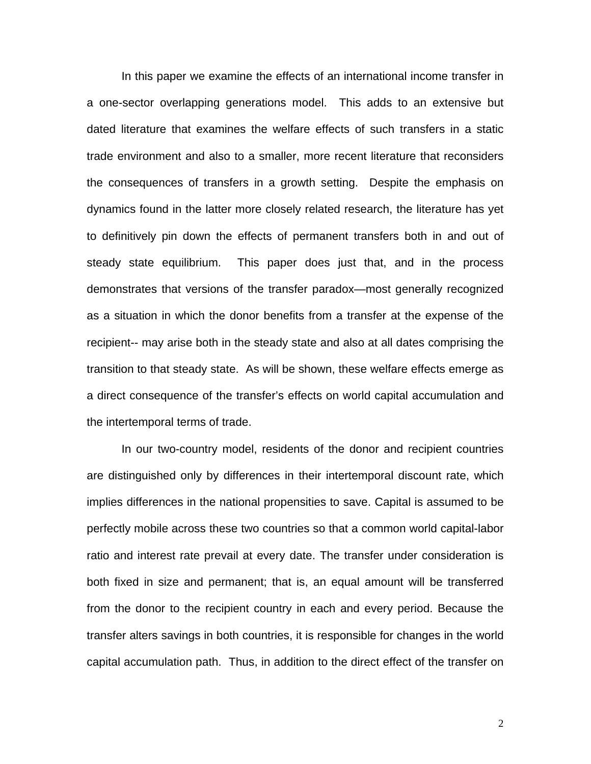In this paper we examine the effects of an international income transfer in a one-sector overlapping generations model. This adds to an extensive but dated literature that examines the welfare effects of such transfers in a static trade environment and also to a smaller, more recent literature that reconsiders the consequences of transfers in a growth setting. Despite the emphasis on dynamics found in the latter more closely related research, the literature has yet to definitively pin down the effects of permanent transfers both in and out of steady state equilibrium. This paper does just that, and in the process demonstrates that versions of the transfer paradox—most generally recognized as a situation in which the donor benefits from a transfer at the expense of the recipient-- may arise both in the steady state and also at all dates comprising the transition to that steady state. As will be shown, these welfare effects emerge as a direct consequence of the transfer's effects on world capital accumulation and the intertemporal terms of trade.

In our two-country model, residents of the donor and recipient countries are distinguished only by differences in their intertemporal discount rate, which implies differences in the national propensities to save. Capital is assumed to be perfectly mobile across these two countries so that a common world capital-labor ratio and interest rate prevail at every date. The transfer under consideration is both fixed in size and permanent; that is, an equal amount will be transferred from the donor to the recipient country in each and every period. Because the transfer alters savings in both countries, it is responsible for changes in the world capital accumulation path. Thus, in addition to the direct effect of the transfer on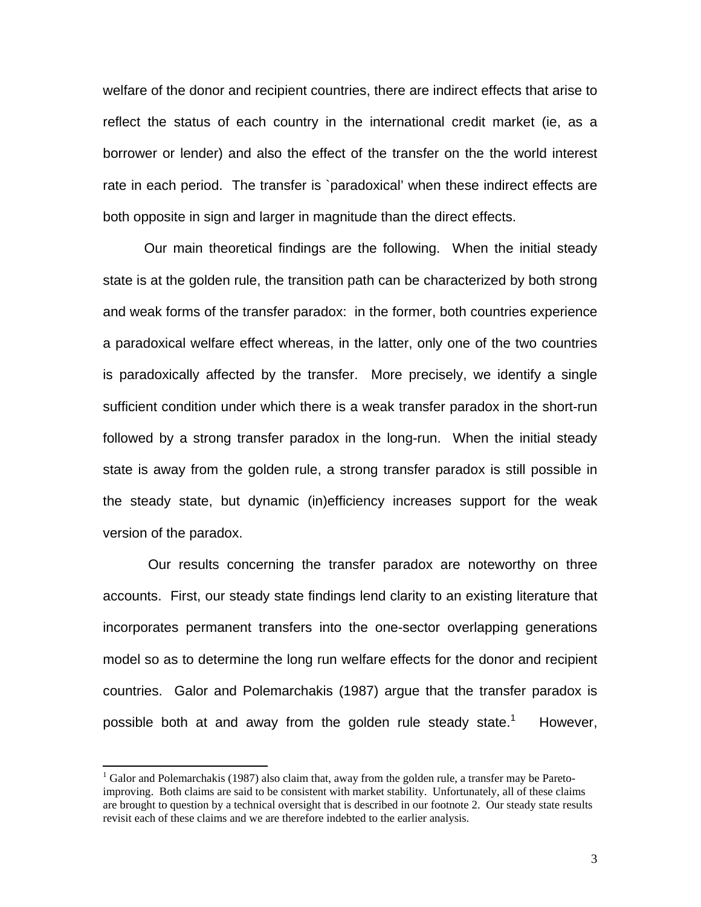welfare of the donor and recipient countries, there are indirect effects that arise to reflect the status of each country in the international credit market (ie, as a borrower or lender) and also the effect of the transfer on the the world interest rate in each period. The transfer is `paradoxical' when these indirect effects are both opposite in sign and larger in magnitude than the direct effects.

Our main theoretical findings are the following. When the initial steady state is at the golden rule, the transition path can be characterized by both strong and weak forms of the transfer paradox: in the former, both countries experience a paradoxical welfare effect whereas, in the latter, only one of the two countries is paradoxically affected by the transfer. More precisely, we identify a single sufficient condition under which there is a weak transfer paradox in the short-run followed by a strong transfer paradox in the long-run. When the initial steady state is away from the golden rule, a strong transfer paradox is still possible in the steady state, but dynamic (in)efficiency increases support for the weak version of the paradox.

Our results concerning the transfer paradox are noteworthy on three accounts. First, our steady state findings lend clarity to an existing literature that incorporates permanent transfers into the one-sector overlapping generations model so as to determine the long run welfare effects for the donor and recipient countries. Galor and Polemarchakis (1987) argue that the transfer paradox is possible both at and away from the golden rule steady state.[1] However,

---

[1] Galor and Polemarchakis (1987) also claim that, away from the golden rule, a transfer may be Pareto-improving. Both claims are said to be consistent with market stability. Unfortunately, all of these claims are brought to question by a technical oversight that is described in our footnote 2. Our steady state results revisit each of these claims and we are therefore indebted to the earlier analysis.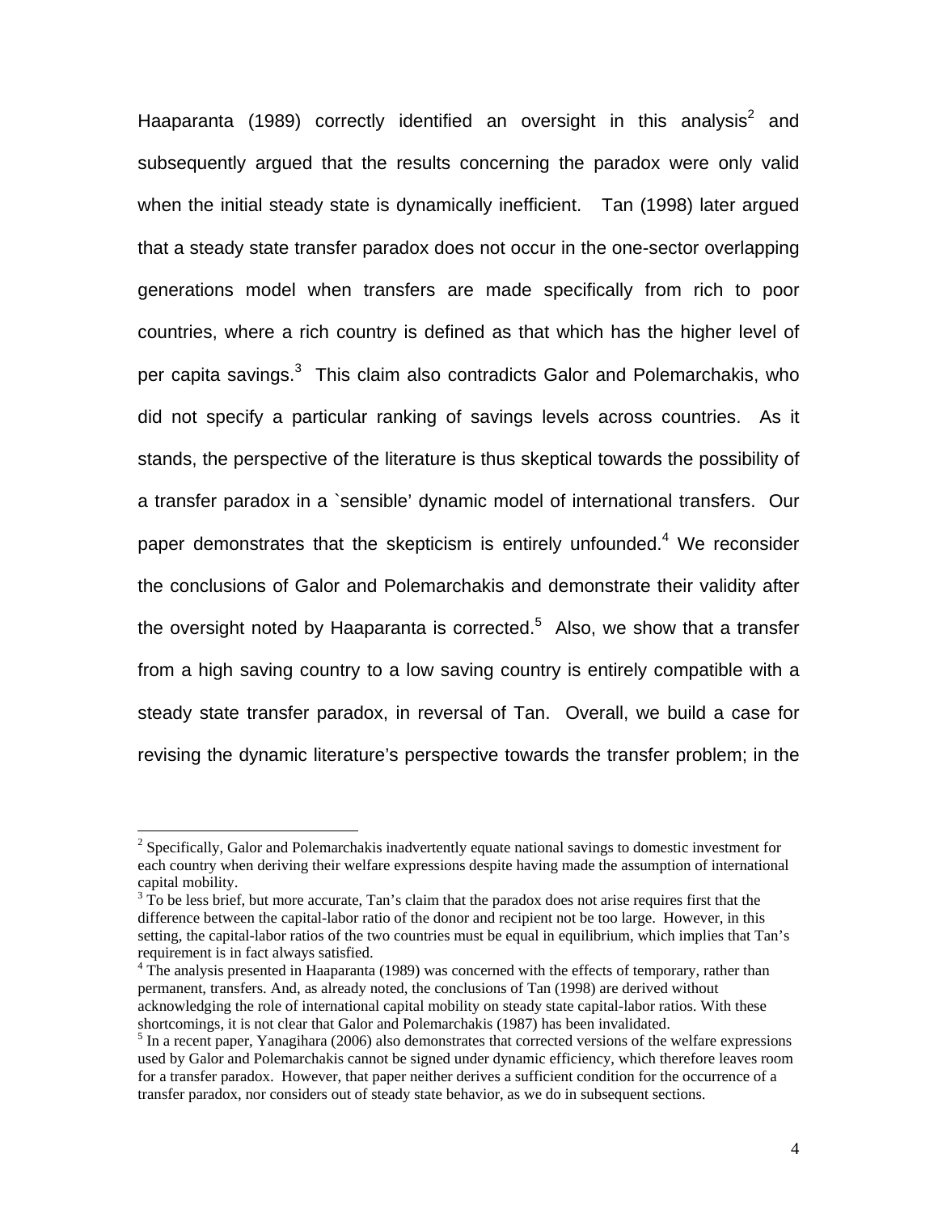Haaparanta (1989) correctly identified an oversight in this analysis[2] and subsequently argued that the results concerning the paradox were only valid when the initial steady state is dynamically inefficient. Tan (1998) later argued that a steady state transfer paradox does not occur in the one-sector overlapping generations model when transfers are made specifically from rich to poor countries, where a rich country is defined as that which has the higher level of per capita savings.[3] This claim also contradicts Galor and Polemarchakis, who did not specify a particular ranking of savings levels across countries. As it stands, the perspective of the literature is thus skeptical towards the possibility of a transfer paradox in a `sensible' dynamic model of international transfers. Our paper demonstrates that the skepticism is entirely unfounded.[4] We reconsider the conclusions of Galor and Polemarchakis and demonstrate their validity after the oversight noted by Haaparanta is corrected.[5] Also, we show that a transfer from a high saving country to a low saving country is entirely compatible with a steady state transfer paradox, in reversal of Tan. Overall, we build a case for revising the dynamic literature's perspective towards the transfer problem; in the

---

[2] Specifically, Galor and Polemarchakis inadvertently equate national savings to domestic investment for each country when deriving their welfare expressions despite having made the assumption of international capital mobility.

[3] To be less brief, but more accurate, Tan's claim that the paradox does not arise requires first that the difference between the capital-labor ratio of the donor and recipient not be too large. However, in this setting, the capital-labor ratios of the two countries must be equal in equilibrium, which implies that Tan's requirement is in fact always satisfied.

[4] The analysis presented in Haaparanta (1989) was concerned with the effects of temporary, rather than permanent, transfers. And, as already noted, the conclusions of Tan (1998) are derived without acknowledging the role of international capital mobility on steady state capital-labor ratios. With these shortcomings, it is not clear that Galor and Polemarchakis (1987) has been invalidated.

[5] In a recent paper, Yanagihara (2006) also demonstrates that corrected versions of the welfare expressions used by Galor and Polemarchakis cannot be signed under dynamic efficiency, which therefore leaves room for a transfer paradox. However, that paper neither derives a sufficient condition for the occurrence of a transfer paradox, nor considers out of steady state behavior, as we do in subsequent sections.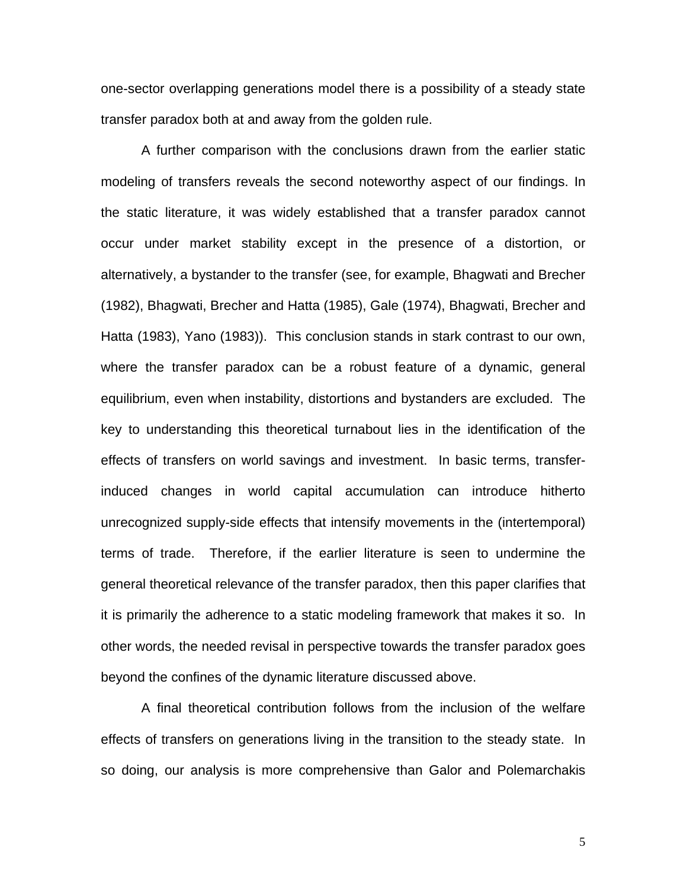one-sector overlapping generations model there is a possibility of a steady state transfer paradox both at and away from the golden rule.

A further comparison with the conclusions drawn from the earlier static modeling of transfers reveals the second noteworthy aspect of our findings. In the static literature, it was widely established that a transfer paradox cannot occur under market stability except in the presence of a distortion, or alternatively, a bystander to the transfer (see, for example, Bhagwati and Brecher (1982), Bhagwati, Brecher and Hatta (1985), Gale (1974), Bhagwati, Brecher and Hatta (1983), Yano (1983)). This conclusion stands in stark contrast to our own, where the transfer paradox can be a robust feature of a dynamic, general equilibrium, even when instability, distortions and bystanders are excluded. The key to understanding this theoretical turnabout lies in the identification of the effects of transfers on world savings and investment. In basic terms, transfer-induced changes in world capital accumulation can introduce hitherto unrecognized supply-side effects that intensify movements in the (intertemporal) terms of trade. Therefore, if the earlier literature is seen to undermine the general theoretical relevance of the transfer paradox, then this paper clarifies that it is primarily the adherence to a static modeling framework that makes it so. In other words, the needed revisal in perspective towards the transfer paradox goes beyond the confines of the dynamic literature discussed above.

A final theoretical contribution follows from the inclusion of the welfare effects of transfers on generations living in the transition to the steady state. In so doing, our analysis is more comprehensive than Galor and Polemarchakis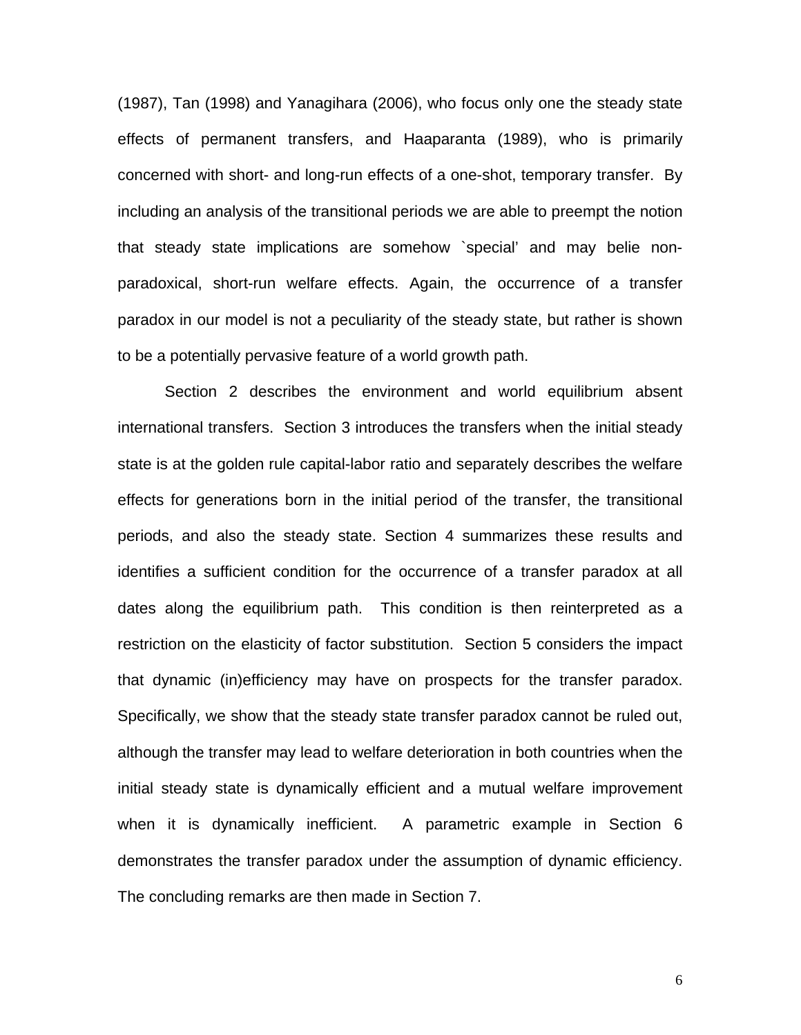(1987), Tan (1998) and Yanagihara (2006), who focus only one the steady state effects of permanent transfers, and Haaparanta (1989), who is primarily concerned with short- and long-run effects of a one-shot, temporary transfer. By including an analysis of the transitional periods we are able to preempt the notion that steady state implications are somehow `special' and may belie non-paradoxical, short-run welfare effects. Again, the occurrence of a transfer paradox in our model is not a peculiarity of the steady state, but rather is shown to be a potentially pervasive feature of a world growth path.

Section 2 describes the environment and world equilibrium absent international transfers. Section 3 introduces the transfers when the initial steady state is at the golden rule capital-labor ratio and separately describes the welfare effects for generations born in the initial period of the transfer, the transitional periods, and also the steady state. Section 4 summarizes these results and identifies a sufficient condition for the occurrence of a transfer paradox at all dates along the equilibrium path. This condition is then reinterpreted as a restriction on the elasticity of factor substitution. Section 5 considers the impact that dynamic (in)efficiency may have on prospects for the transfer paradox. Specifically, we show that the steady state transfer paradox cannot be ruled out, although the transfer may lead to welfare deterioration in both countries when the initial steady state is dynamically efficient and a mutual welfare improvement when it is dynamically inefficient. A parametric example in Section 6 demonstrates the transfer paradox under the assumption of dynamic efficiency. The concluding remarks are then made in Section 7.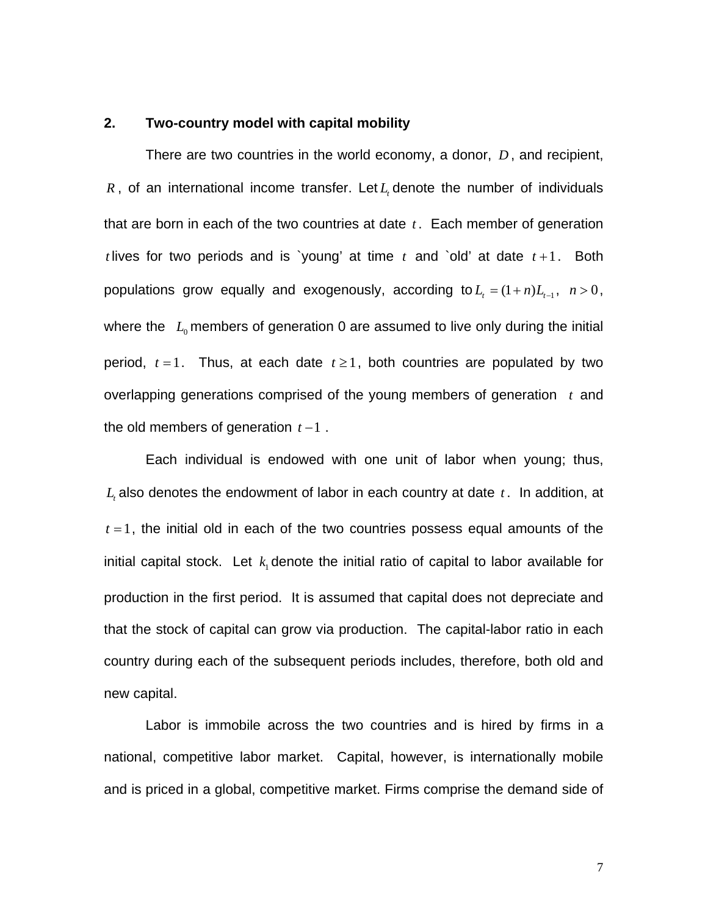## 2. Two-country model with capital mobility

There are two countries in the world economy, a donor, $D$, and recipient, $R$, of an international income transfer. Let $L_t$ denote the number of individuals that are born in each of the two countries at date $t$. Each member of generation $t$ lives for two periods and is `young' at time $t$ and `old' at date $t+1$. Both populations grow equally and exogenously, according to $L_t = (1+n)L_{t-1}$, $n > 0$, where the $L_0$ members of generation 0 are assumed to live only during the initial period, $t = 1$. Thus, at each date $t \geq 1$, both countries are populated by two overlapping generations comprised of the young members of generation $t$ and the old members of generation $t-1$.

Each individual is endowed with one unit of labor when young; thus, $L_t$ also denotes the endowment of labor in each country at date $t$. In addition, at $t = 1$, the initial old in each of the two countries possess equal amounts of the initial capital stock. Let $k_1$ denote the initial ratio of capital to labor available for production in the first period. It is assumed that capital does not depreciate and that the stock of capital can grow via production. The capital-labor ratio in each country during each of the subsequent periods includes, therefore, both old and new capital.

Labor is immobile across the two countries and is hired by firms in a national, competitive labor market. Capital, however, is internationally mobile and is priced in a global, competitive market. Firms comprise the demand side of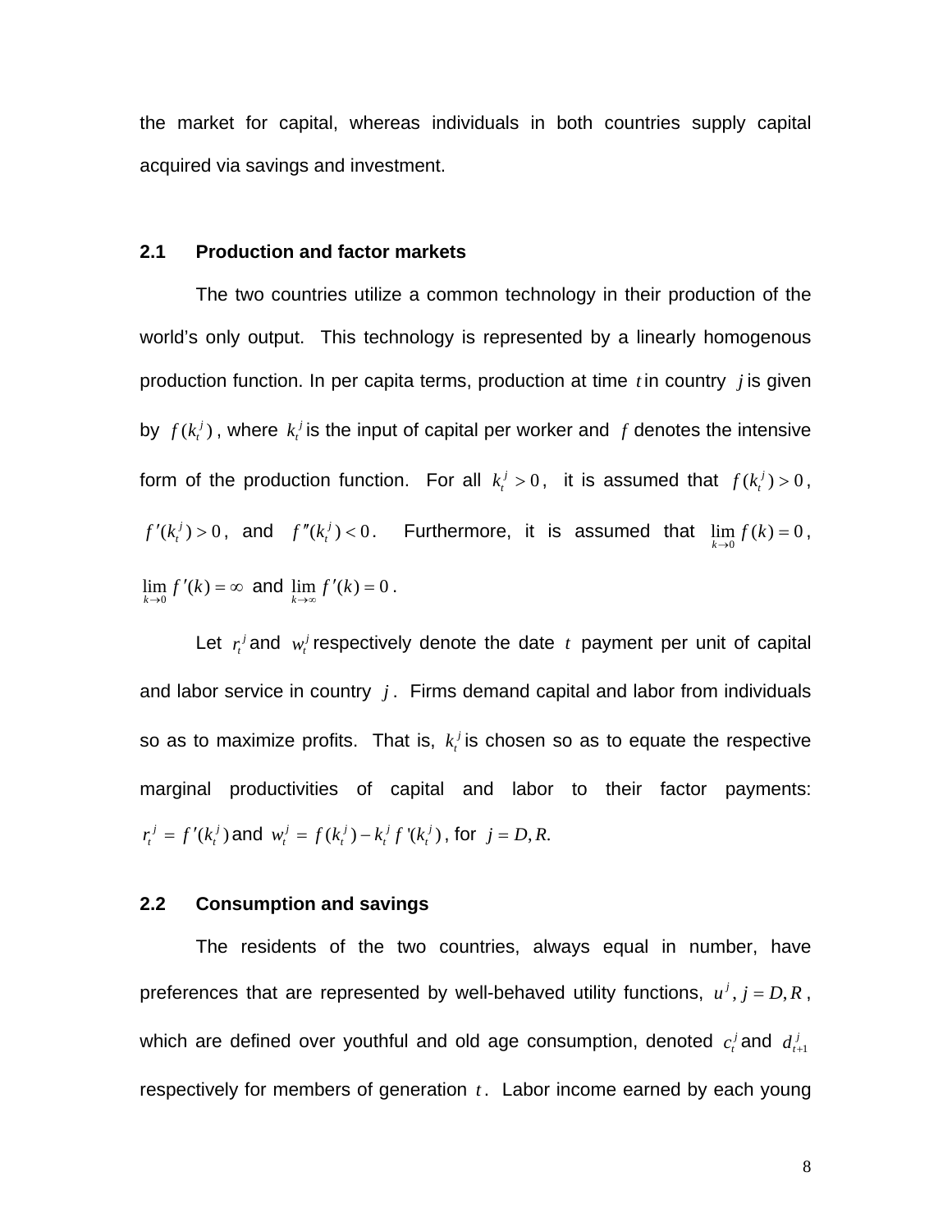the market for capital, whereas individuals in both countries supply capital acquired via savings and investment.

### 2.1 Production and factor markets

The two countries utilize a common technology in their production of the world's only output. This technology is represented by a linearly homogenous production function. In per capita terms, production at time $t$ in country $j$ is given by $f(k_t^j)$, where $k_t^j$ is the input of capital per worker and $f$ denotes the intensive form of the production function. For all $k_t^j > 0$, it is assumed that $f(k_t^j) > 0$, $f'(k_t^j) > 0$, and $f''(k_t^j) < 0$. Furthermore, it is assumed that $\lim_{k \to 0} f(k) = 0$, $\lim_{k \to 0} f'(k) = \infty$ and $\lim_{k \to \infty} f'(k) = 0$.

Let $r_t^j$ and $w_t^j$ respectively denote the date $t$ payment per unit of capital and labor service in country $j$. Firms demand capital and labor from individuals so as to maximize profits. That is, $k_t^j$ is chosen so as to equate the respective marginal productivities of capital and labor to their factor payments: $r_t^j = f'(k_t^j)$ and $w_t^j = f(k_t^j) - k_t^j f'(k_t^j)$, for $j = D, R$.

### 2.2 Consumption and savings

The residents of the two countries, always equal in number, have preferences that are represented by well-behaved utility functions, $u^j, j = D, R$, which are defined over youthful and old age consumption, denoted $c_t^j$ and $d_{t+1}^j$ respectively for members of generation $t$. Labor income earned by each young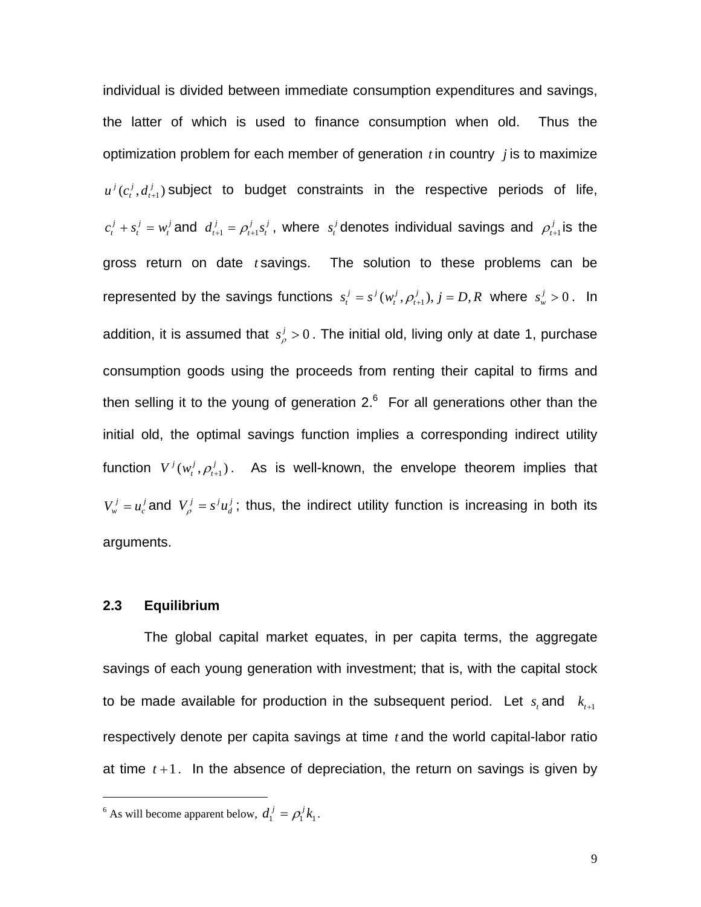individual is divided between immediate consumption expenditures and savings, the latter of which is used to finance consumption when old. Thus the optimization problem for each member of generation $t$ in country $j$ is to maximize $u^j(c_t^j, d_{t+1}^j)$ subject to budget constraints in the respective periods of life, $c_t^j + s_t^j = w_t^j$ and $d_{t+1}^j = \rho_{t+1}^j s_t^j$, where $s_t^j$ denotes individual savings and $\rho_{t+1}^j$ is the gross return on date $t$ savings. The solution to these problems can be represented by the savings functions $s_t^j = s^j(w_t^j, \rho_{t+1}^j), j = D, R$ where $s_w^j > 0$. In addition, it is assumed that $s_\rho^j > 0$. The initial old, living only at date 1, purchase consumption goods using the proceeds from renting their capital to firms and then selling it to the young of generation 2.[6] For all generations other than the initial old, the optimal savings function implies a corresponding indirect utility function $V^j(w_t^j, \rho_{t+1}^j)$. As is well-known, the envelope theorem implies that $V_w^j = u_c^j$ and $V_\rho^j = s^j u_d^j$; thus, the indirect utility function is increasing in both its arguments.

### 2.3 Equilibrium

The global capital market equates, in per capita terms, the aggregate savings of each young generation with investment; that is, with the capital stock to be made available for production in the subsequent period. Let $s_t$ and $k_{t+1}$ respectively denote per capita savings at time $t$ and the world capital-labor ratio at time $t+1$. In the absence of depreciation, the return on savings is given by

---

[6] As will become apparent below, $d_1^j = \rho_1^j k_1$.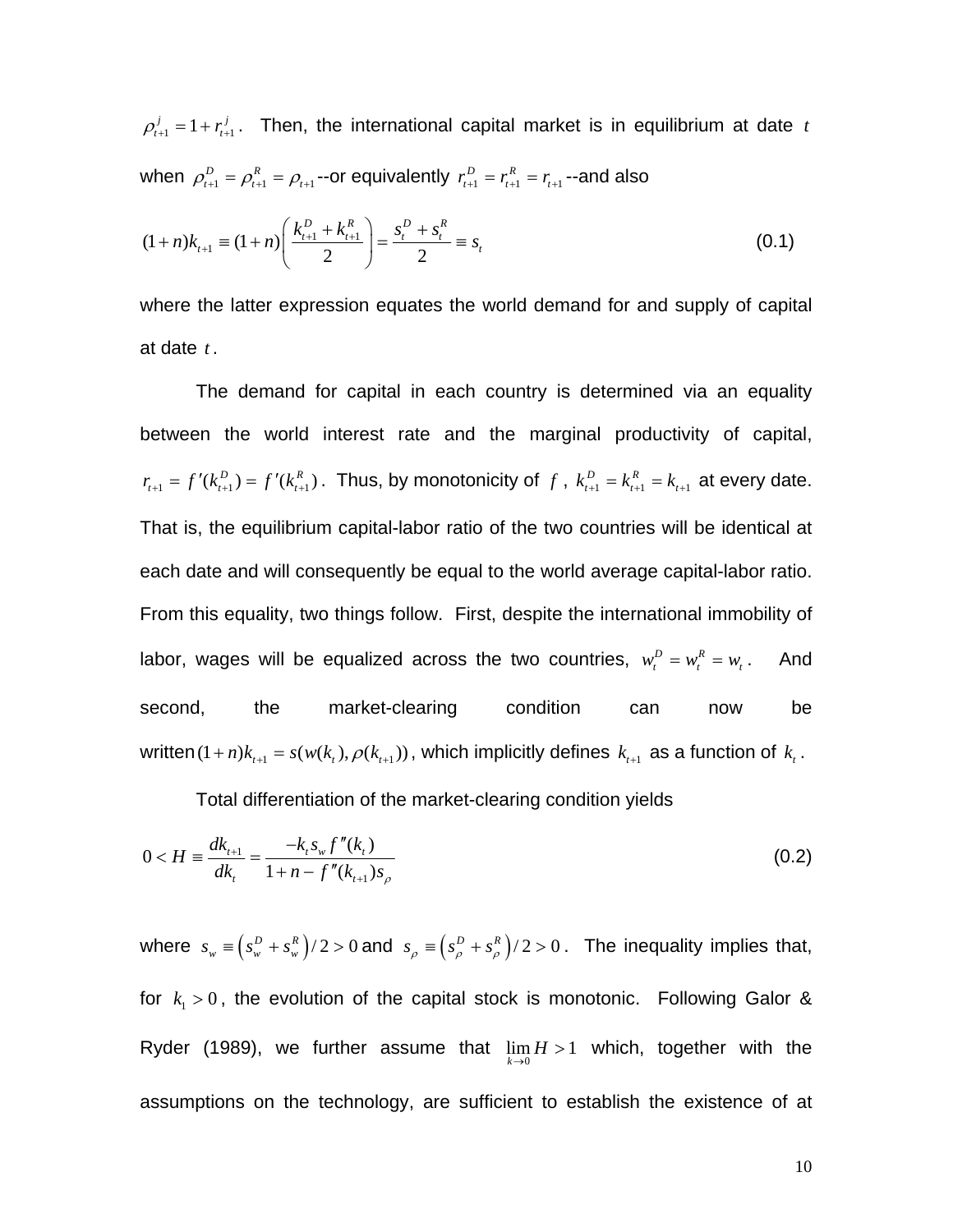$\rho_{t+1}^j = 1 + r_{t+1}^j$. Then, the international capital market is in equilibrium at date $t$ when $\rho_{t+1}^D = \rho_{t+1}^R = \rho_{t+1}$--or equivalently $r_{t+1}^D = r_{t+1}^R = r_{t+1}$--and also

$$(1+n)k_{t+1} \equiv (1+n)\left(\frac{k_{t+1}^D + k_{t+1}^R}{2}\right) = \frac{s_t^D + s_t^R}{2} \equiv s_t \tag{0.1}$$

where the latter expression equates the world demand for and supply of capital at date $t$.

The demand for capital in each country is determined via an equality between the world interest rate and the marginal productivity of capital, $r_{t+1} = f'(k_{t+1}^D) = f'(k_{t+1}^R)$. Thus, by monotonicity of $f$, $k_{t+1}^D = k_{t+1}^R = k_{t+1}$ at every date. That is, the equilibrium capital-labor ratio of the two countries will be identical at each date and will consequently be equal to the world average capital-labor ratio. From this equality, two things follow. First, despite the international immobility of labor, wages will be equalized across the two countries, $w_t^D = w_t^R = w_t$. And second, the market-clearing condition can now be written $(1+n)k_{t+1} = s(w(k_t), \rho(k_{t+1}))$, which implicitly defines $k_{t+1}$ as a function of $k_t$.

Total differentiation of the market-clearing condition yields

$$0 < H \equiv \frac{dk_{t+1}}{dk_t} = \frac{-k_t s_w f''(k_t)}{1+n-f''(k_{t+1})s_\rho} \tag{0.2}$$

where $s_w \equiv \left(s_w^D + s_w^R\right)/2 > 0$ and $s_\rho \equiv \left(s_\rho^D + s_\rho^R\right)/2 > 0$. The inequality implies that, for $k_1 > 0$, the evolution of the capital stock is monotonic. Following Galor & Ryder (1989), we further assume that $\lim_{k \to 0} H > 1$ which, together with the assumptions on the technology, are sufficient to establish the existence of at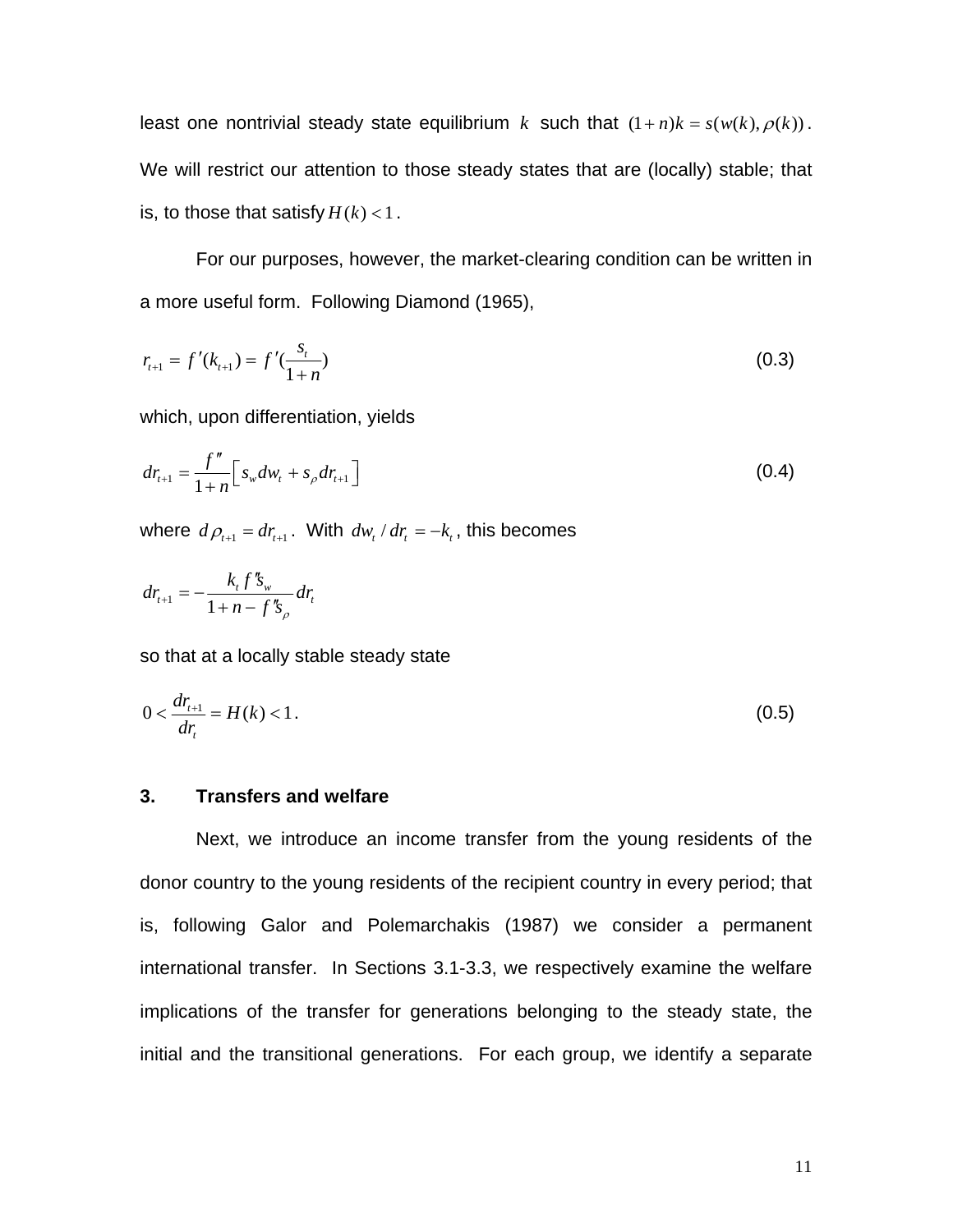least one nontrivial steady state equilibrium $k$ such that $(1+n)k = s(w(k), \rho(k))$. We will restrict our attention to those steady states that are (locally) stable; that is, to those that satisfy $H(k) < 1$.

For our purposes, however, the market-clearing condition can be written in a more useful form. Following Diamond (1965),

$$r_{t+1} = f'(k_{t+1}) = f'(\frac{s_t}{1+n}) \tag{0.3}$$

which, upon differentiation, yields

$$dr_{t+1} = \frac{f''}{1+n}\left[ s_w dw_t + s_\rho dr_{t+1} \right] \tag{0.4}$$

where $d\rho_{t+1} = dr_{t+1}$. With $dw_t / dr_t = -k_t$, this becomes

$$dr_{t+1} = -\frac{k_t f'' s_w}{1+n - f'' s_\rho} dr_t$$

so that at a locally stable steady state

$$0 < \frac{dr_{t+1}}{dr_t} = H(k) < 1. \tag{0.5}$$

## 3. Transfers and welfare

Next, we introduce an income transfer from the young residents of the donor country to the young residents of the recipient country in every period; that is, following Galor and Polemarchakis (1987) we consider a permanent international transfer. In Sections 3.1-3.3, we respectively examine the welfare implications of the transfer for generations belonging to the steady state, the initial and the transitional generations. For each group, we identify a separate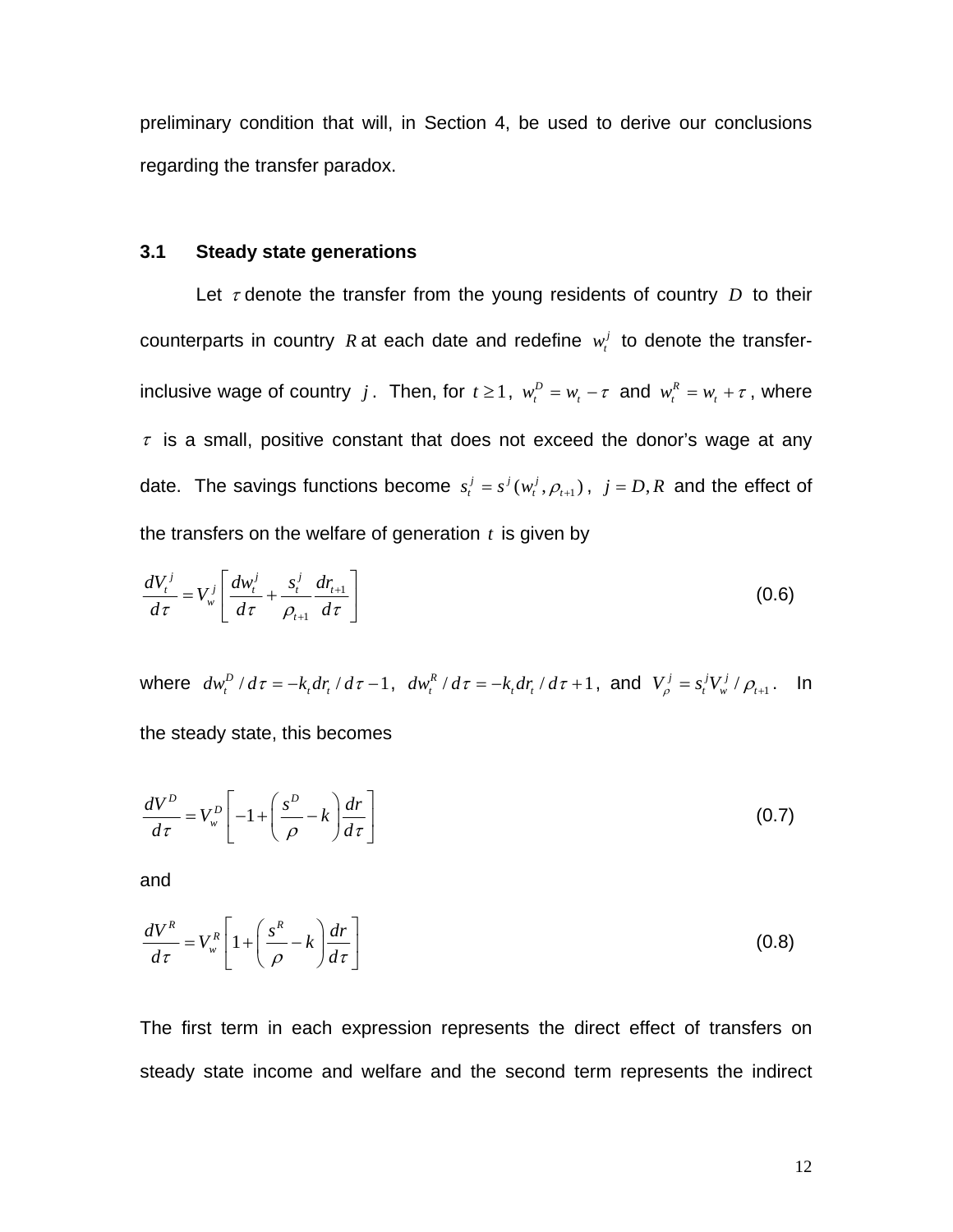preliminary condition that will, in Section 4, be used to derive our conclusions regarding the transfer paradox.

### 3.1 Steady state generations

Let $\tau$ denote the transfer from the young residents of country $D$ to their counterparts in country $R$ at each date and redefine $w_t^j$ to denote the transfer-inclusive wage of country $j$. Then, for $t \geq 1$, $w_t^D = w_t - \tau$ and $w_t^R = w_t + \tau$, where $\tau$ is a small, positive constant that does not exceed the donor's wage at any date. The savings functions become $s_t^j = s^j(w_t^j, \rho_{t+1})$, $j = D, R$ and the effect of the transfers on the welfare of generation $t$ is given by

$$\frac{dV_t^j}{d\tau} = V_w^j \left[ \frac{dw_t^j}{d\tau} + \frac{s_t^j}{\rho_{t+1}} \frac{dr_{t+1}}{d\tau} \right] \tag{0.6}$$

where $dw_t^D / d\tau = -k_t dr_t / d\tau - 1$, $dw_t^R / d\tau = -k_t dr_t / d\tau + 1$, and $V_\rho^j = s_t^j V_w^j / \rho_{t+1}$. In the steady state, this becomes

$$\frac{dV^D}{d\tau} = V_w^D \left[ -1 + \left( \frac{s^D}{\rho} - k \right) \frac{dr}{d\tau} \right] \tag{0.7}$$

and

$$\frac{dV^R}{d\tau} = V_w^R \left[ 1 + \left( \frac{s^R}{\rho} - k \right) \frac{dr}{d\tau} \right] \tag{0.8}$$

The first term in each expression represents the direct effect of transfers on steady state income and welfare and the second term represents the indirect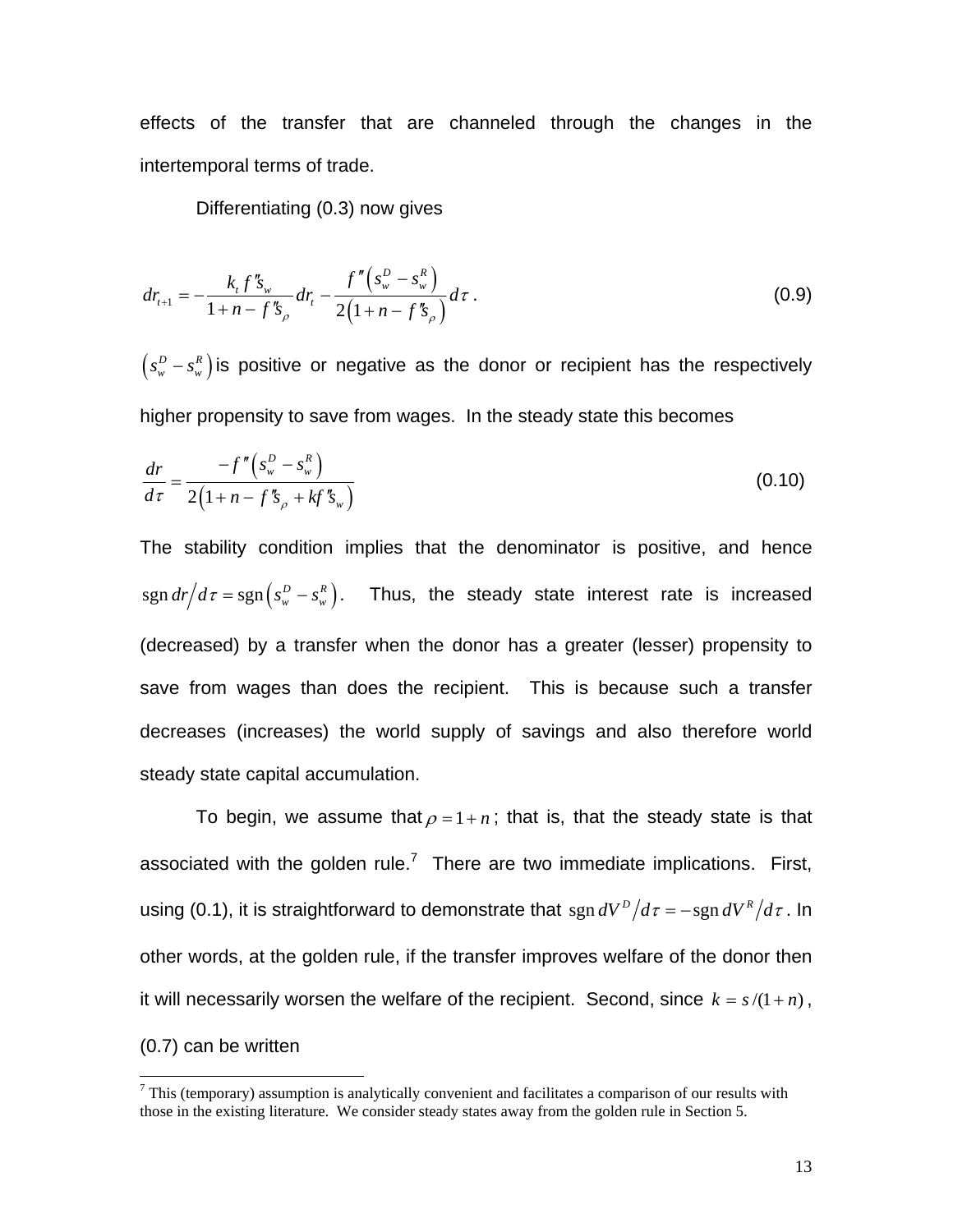effects of the transfer that are channeled through the changes in the intertemporal terms of trade.

Differentiating (0.3) now gives

$$dr_{t+1} = -\frac{k_t f'' s_w}{1+n-f'' s_\rho} dr_t - \frac{f''\left(s_w^D - s_w^R\right)}{2\left(1+n-f'' s_\rho\right)} d\tau \, . \tag{0.9}$$

$\left(s_w^D - s_w^R\right)$ is positive or negative as the donor or recipient has the respectively higher propensity to save from wages. In the steady state this becomes

$$\frac{dr}{d\tau} = \frac{-f''\left(s_w^D - s_w^R\right)}{2\left(1+n-f'' s_\rho + kf'' s_w\right)} \tag{0.10}$$

The stability condition implies that the denominator is positive, and hence $\operatorname{sgn} dr/d\tau = \operatorname{sgn}\left(s_w^D - s_w^R\right)$. Thus, the steady state interest rate is increased (decreased) by a transfer when the donor has a greater (lesser) propensity to save from wages than does the recipient. This is because such a transfer decreases (increases) the world supply of savings and also therefore world steady state capital accumulation.

To begin, we assume that $\rho = 1+n$; that is, that the steady state is that associated with the golden rule.[7] There are two immediate implications. First, using (0.1), it is straightforward to demonstrate that $\operatorname{sgn} dV^D/d\tau = -\operatorname{sgn} dV^R/d\tau$. In other words, at the golden rule, if the transfer improves welfare of the donor then it will necessarily worsen the welfare of the recipient. Second, since $k = s/(1+n)$, (0.7) can be written

[7] This (temporary) assumption is analytically convenient and facilitates a comparison of our results with those in the existing literature. We consider steady states away from the golden rule in Section 5.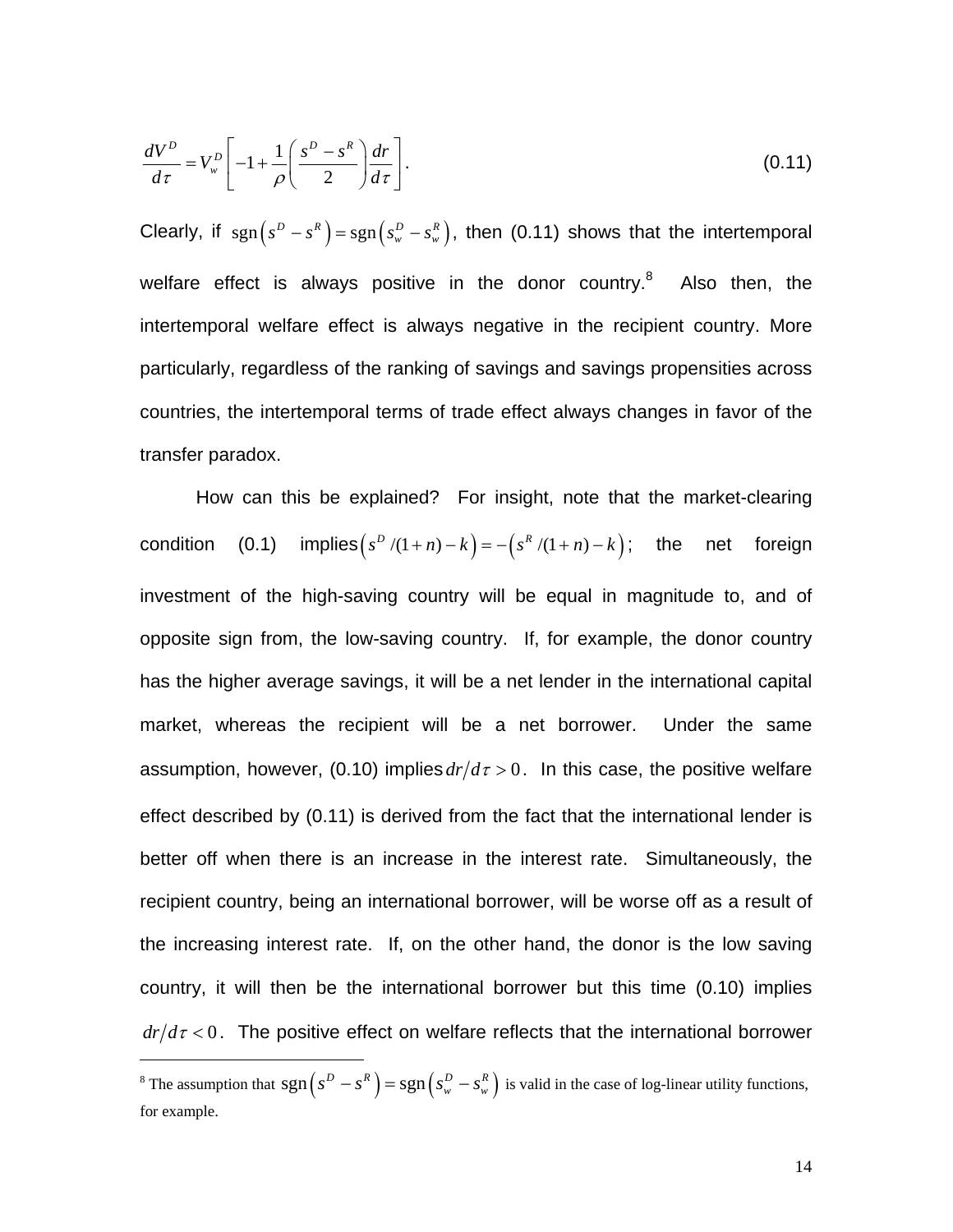$$\frac{dV^D}{d\tau} = V_w^D \left[ -1 + \frac{1}{\rho} \left( \frac{s^D - s^R}{2} \right) \frac{dr}{d\tau} \right]. \tag{0.11}$$

Clearly, if $\text{sgn}\left(s^D - s^R\right) = \text{sgn}\left(s_w^D - s_w^R\right)$, then (0.11) shows that the intertemporal welfare effect is always positive in the donor country.[8] Also then, the intertemporal welfare effect is always negative in the recipient country. More particularly, regardless of the ranking of savings and savings propensities across countries, the intertemporal terms of trade effect always changes in favor of the transfer paradox.

How can this be explained? For insight, note that the market-clearing condition (0.1) implies $\left(s^D/(1+n) - k\right) = -\left(s^R/(1+n) - k\right)$; the net foreign investment of the high-saving country will be equal in magnitude to, and of opposite sign from, the low-saving country. If, for example, the donor country has the higher average savings, it will be a net lender in the international capital market, whereas the recipient will be a net borrower. Under the same assumption, however, (0.10) implies $dr/d\tau > 0$. In this case, the positive welfare effect described by (0.11) is derived from the fact that the international lender is better off when there is an increase in the interest rate. Simultaneously, the recipient country, being an international borrower, will be worse off as a result of the increasing interest rate. If, on the other hand, the donor is the low saving country, it will then be the international borrower but this time (0.10) implies $dr/d\tau < 0$. The positive effect on welfare reflects that the international borrower

[8] The assumption that $\text{sgn}\left(s^D - s^R\right) = \text{sgn}\left(s_w^D - s_w^R\right)$ is valid in the case of log-linear utility functions, for example.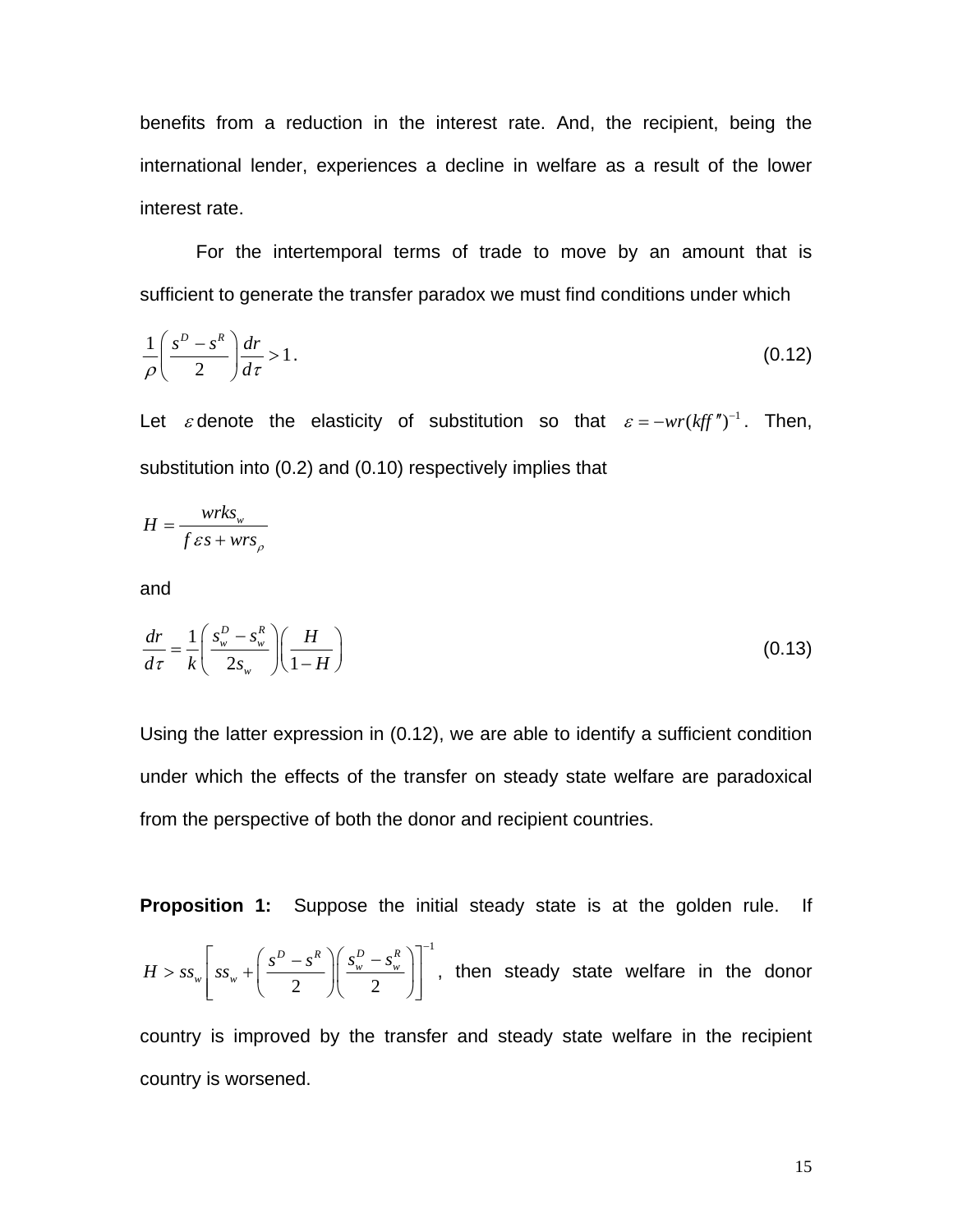benefits from a reduction in the interest rate. And, the recipient, being the international lender, experiences a decline in welfare as a result of the lower interest rate.

For the intertemporal terms of trade to move by an amount that is sufficient to generate the transfer paradox we must find conditions under which

$$\frac{1}{\rho}\left(\frac{s^D - s^R}{2}\right)\frac{dr}{d\tau} > 1. \tag{0.12}$$

Let $\varepsilon$ denote the elasticity of substitution so that $\varepsilon = -wr(kff'')^{-1}$. Then, substitution into (0.2) and (0.10) respectively implies that

$$H = \frac{wrks_w}{f\varepsilon s + wrs_\rho}$$

and

$$\frac{dr}{d\tau} = \frac{1}{k}\left(\frac{s_w^D - s_w^R}{2s_w}\right)\left(\frac{H}{1-H}\right) \tag{0.13}$$

Using the latter expression in (0.12), we are able to identify a sufficient condition under which the effects of the transfer on steady state welfare are paradoxical from the perspective of both the donor and recipient countries.

**Proposition 1:** Suppose the initial steady state is at the golden rule. If $H > ss_w\left[ss_w + \left(\frac{s^D - s^R}{2}\right)\left(\frac{s_w^D - s_w^R}{2}\right)\right]^{-1}$, then steady state welfare in the donor country is improved by the transfer and steady state welfare in the recipient country is worsened.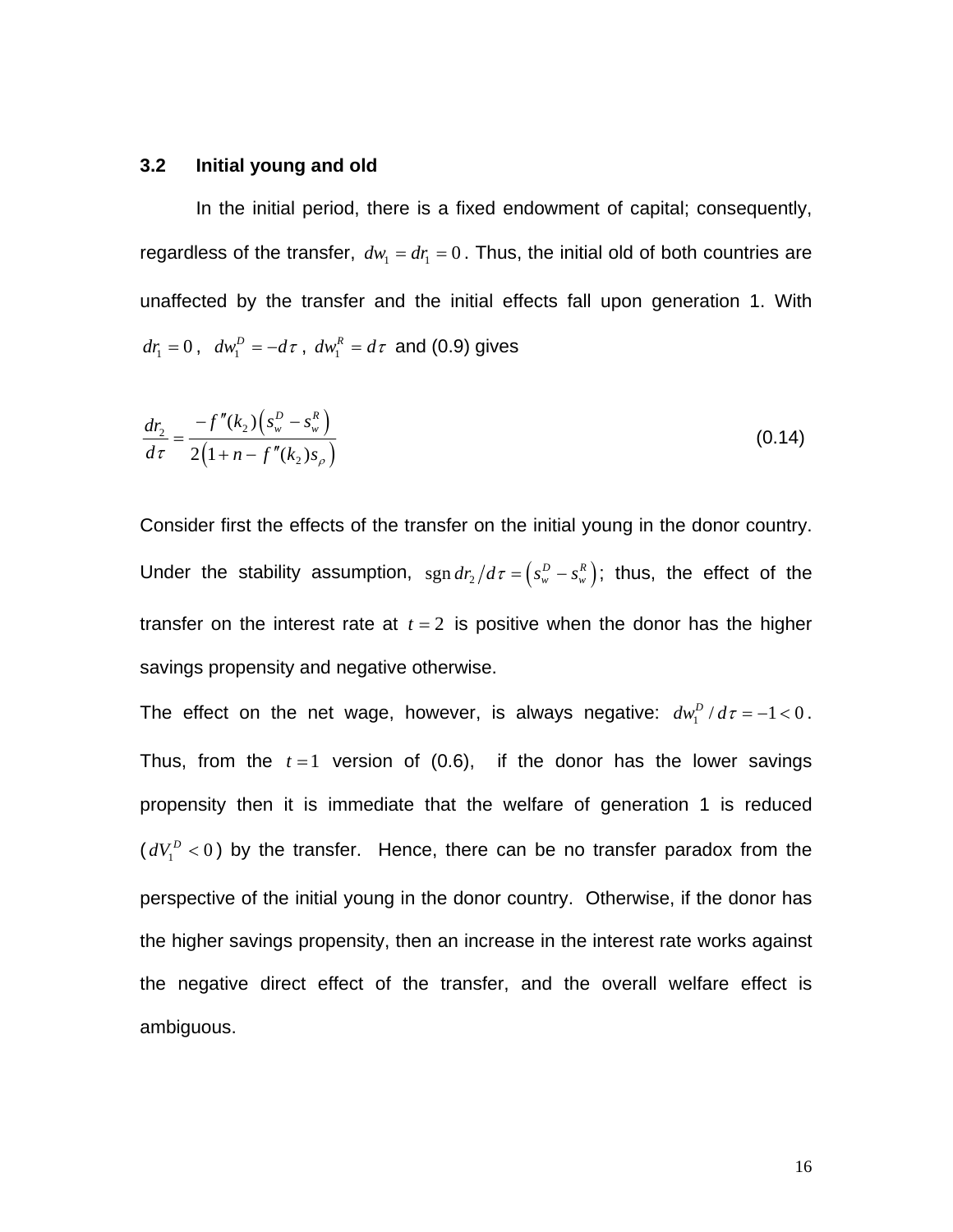### 3.2 Initial young and old

In the initial period, there is a fixed endowment of capital; consequently, regardless of the transfer, $dw_1 = dr_1 = 0$. Thus, the initial old of both countries are unaffected by the transfer and the initial effects fall upon generation 1. With $dr_1 = 0$, $dw_1^D = -d\tau$, $dw_1^R = d\tau$ and (0.9) gives

$$\frac{dr_2}{d\tau} = \frac{-f''(k_2)\left(s_w^D - s_w^R\right)}{2\left(1+n-f''(k_2)s_\rho\right)} \tag{0.14}$$

Consider first the effects of the transfer on the initial young in the donor country. Under the stability assumption, $\operatorname{sgn} dr_2/d\tau = \left(s_w^D - s_w^R\right)$; thus, the effect of the transfer on the interest rate at $t = 2$ is positive when the donor has the higher savings propensity and negative otherwise.

The effect on the net wage, however, is always negative: $dw_1^D / d\tau = -1 < 0$. Thus, from the $t = 1$ version of (0.6), if the donor has the lower savings propensity then it is immediate that the welfare of generation 1 is reduced ($dV_1^D < 0$) by the transfer. Hence, there can be no transfer paradox from the perspective of the initial young in the donor country. Otherwise, if the donor has the higher savings propensity, then an increase in the interest rate works against the negative direct effect of the transfer, and the overall welfare effect is ambiguous.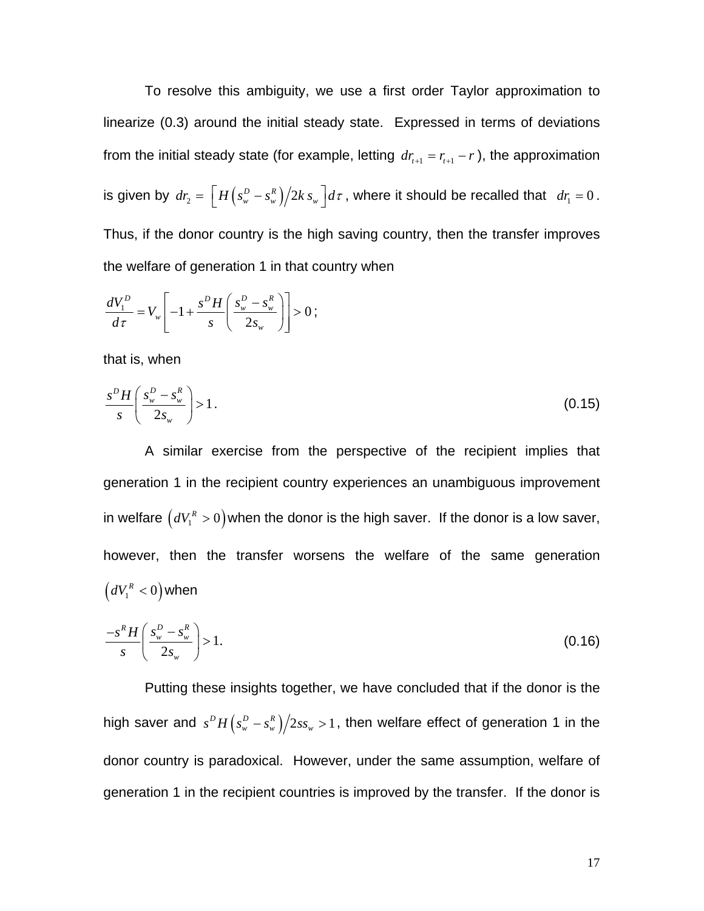To resolve this ambiguity, we use a first order Taylor approximation to linearize (0.3) around the initial steady state. Expressed in terms of deviations from the initial steady state (for example, letting $dr_{t+1} = r_{t+1} - r$), the approximation is given by $dr_2 = \left[ H\left(s_w^D - s_w^R\right) / 2k\, s_w \right] d\tau$, where it should be recalled that $dr_1 = 0$. Thus, if the donor country is the high saving country, then the transfer improves the welfare of generation 1 in that country when

$$\frac{dV_1^D}{d\tau} = V_w \left[ -1 + \frac{s^D H}{s} \left( \frac{s_w^D - s_w^R}{2s_w} \right) \right] > 0\,;$$

that is, when

$$\frac{s^D H}{s} \left( \frac{s_w^D - s_w^R}{2s_w} \right) > 1\,. \tag{0.15}$$

A similar exercise from the perspective of the recipient implies that generation 1 in the recipient country experiences an unambiguous improvement in welfare $\left(dV_1^R > 0\right)$ when the donor is the high saver. If the donor is a low saver, however, then the transfer worsens the welfare of the same generation $\left(dV_1^R < 0\right)$ when

$$\frac{-s^R H}{s} \left( \frac{s_w^D - s_w^R}{2s_w} \right) > 1. \tag{0.16}$$

Putting these insights together, we have concluded that if the donor is the high saver and $s^D H\left(s_w^D - s_w^R\right) / 2ss_w > 1$, then welfare effect of generation 1 in the donor country is paradoxical. However, under the same assumption, welfare of generation 1 in the recipient countries is improved by the transfer. If the donor is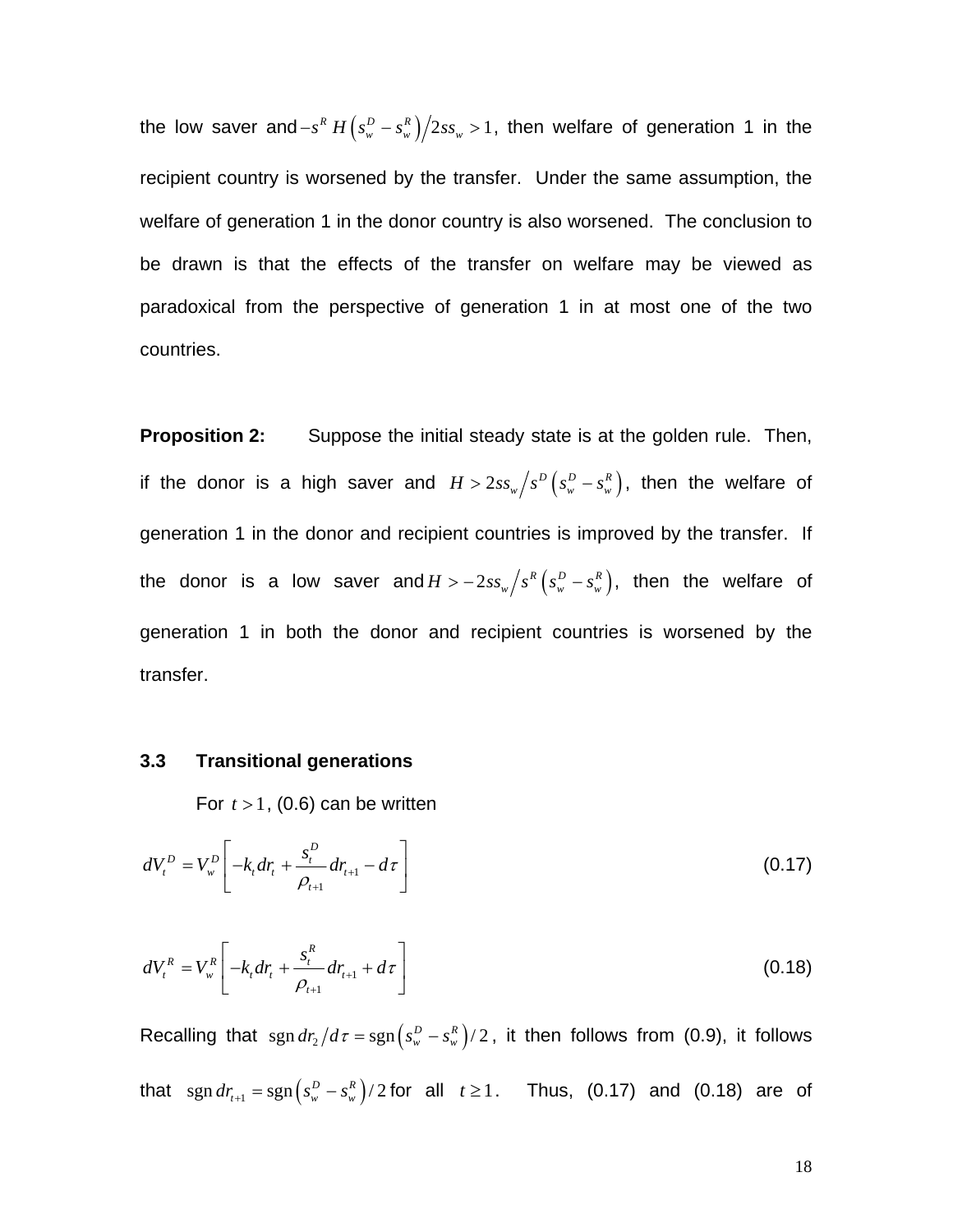the low saver and $-s^R H\left(s_w^D - s_w^R\right)\big/2ss_w > 1$, then welfare of generation 1 in the recipient country is worsened by the transfer. Under the same assumption, the welfare of generation 1 in the donor country is also worsened. The conclusion to be drawn is that the effects of the transfer on welfare may be viewed as paradoxical from the perspective of generation 1 in at most one of the two countries.

**Proposition 2:** Suppose the initial steady state is at the golden rule. Then, if the donor is a high saver and $H > 2ss_w\big/s^D\left(s_w^D - s_w^R\right)$, then the welfare of generation 1 in the donor and recipient countries is improved by the transfer. If the donor is a low saver and $H > -2ss_w\big/s^R\left(s_w^D - s_w^R\right)$, then the welfare of generation 1 in both the donor and recipient countries is worsened by the transfer.

### 3.3 Transitional generations

For $t > 1$, (0.6) can be written

$$dV_t^D = V_w^D\left[-k_t dr_t + \frac{s_t^D}{\rho_{t+1}} dr_{t+1} - d\tau\right] \tag{0.17}$$

$$dV_t^R = V_w^R\left[-k_t dr_t + \frac{s_t^R}{\rho_{t+1}} dr_{t+1} + d\tau\right] \tag{0.18}$$

Recalling that $\operatorname{sgn} dr_2\big/d\tau = \operatorname{sgn}\left(s_w^D - s_w^R\right)/2$, it then follows from (0.9), it follows that $\operatorname{sgn} dr_{t+1} = \operatorname{sgn}\left(s_w^D - s_w^R\right)/2$ for all $t \geq 1$. Thus, (0.17) and (0.18) are of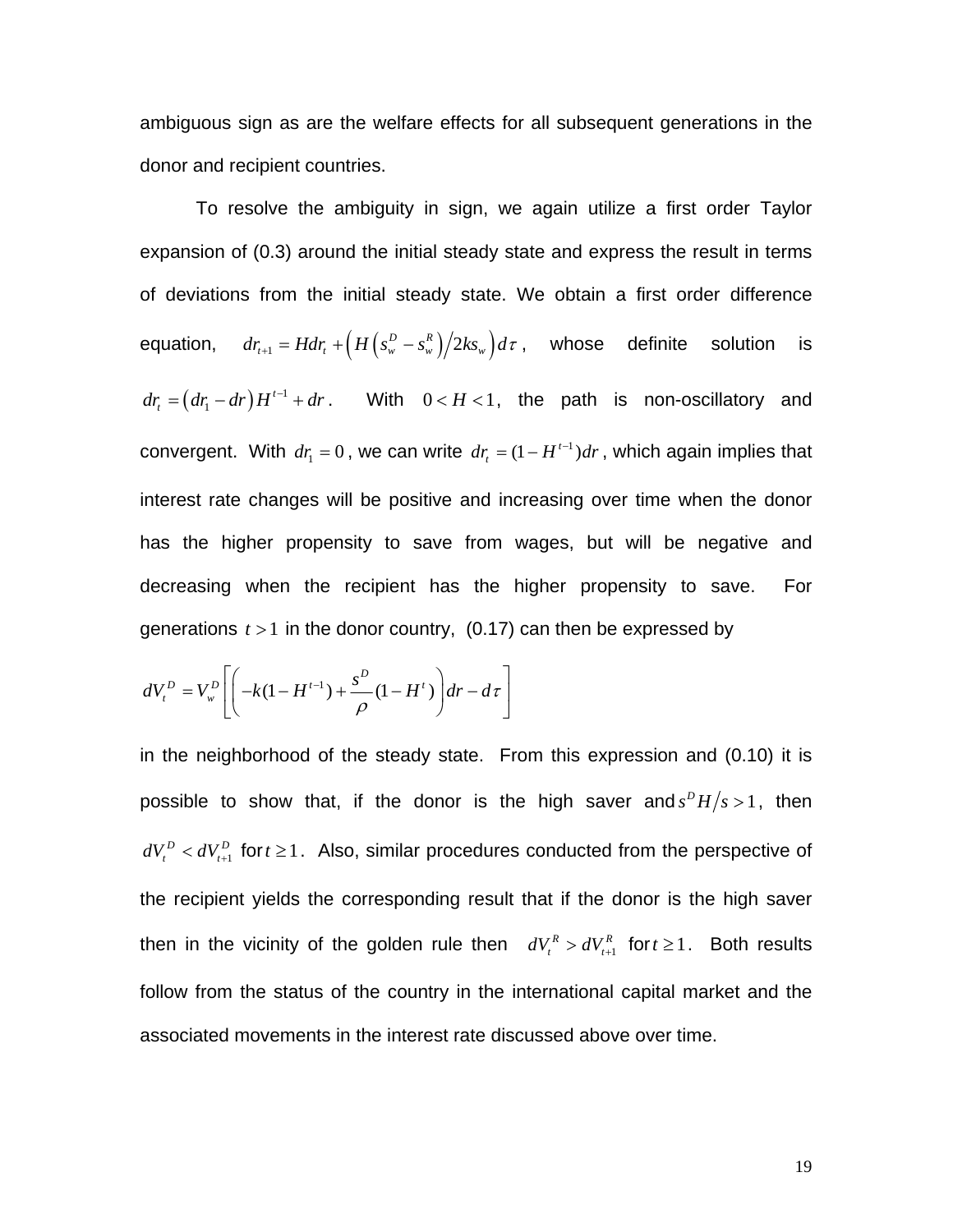ambiguous sign as are the welfare effects for all subsequent generations in the donor and recipient countries.

To resolve the ambiguity in sign, we again utilize a first order Taylor expansion of (0.3) around the initial steady state and express the result in terms of deviations from the initial steady state. We obtain a first order difference equation, $dr_{t+1} = Hdr_t + \left( H \left( s_w^D - s_w^R \right) \big/ 2ks_w \right) d\tau$, whose definite solution is $dr_t = \left( dr_1 - dr \right) H^{t-1} + dr$. With $0 < H < 1$, the path is non-oscillatory and convergent. With $dr_1 = 0$, we can write $dr_t = (1 - H^{t-1})dr$, which again implies that interest rate changes will be positive and increasing over time when the donor has the higher propensity to save from wages, but will be negative and decreasing when the recipient has the higher propensity to save. For generations $t > 1$ in the donor country, (0.17) can then be expressed by

$$dV_t^D = V_w^D \left[ \left( -k(1 - H^{t-1}) + \frac{s^D}{\rho}(1 - H^t) \right) dr - d\tau \right]$$

in the neighborhood of the steady state. From this expression and (0.10) it is possible to show that, if the donor is the high saver and $s^D H / s > 1$, then $dV_t^D < dV_{t+1}^D$ for $t \geq 1$. Also, similar procedures conducted from the perspective of the recipient yields the corresponding result that if the donor is the high saver then in the vicinity of the golden rule then $dV_t^R > dV_{t+1}^R$ for $t \geq 1$. Both results follow from the status of the country in the international capital market and the associated movements in the interest rate discussed above over time.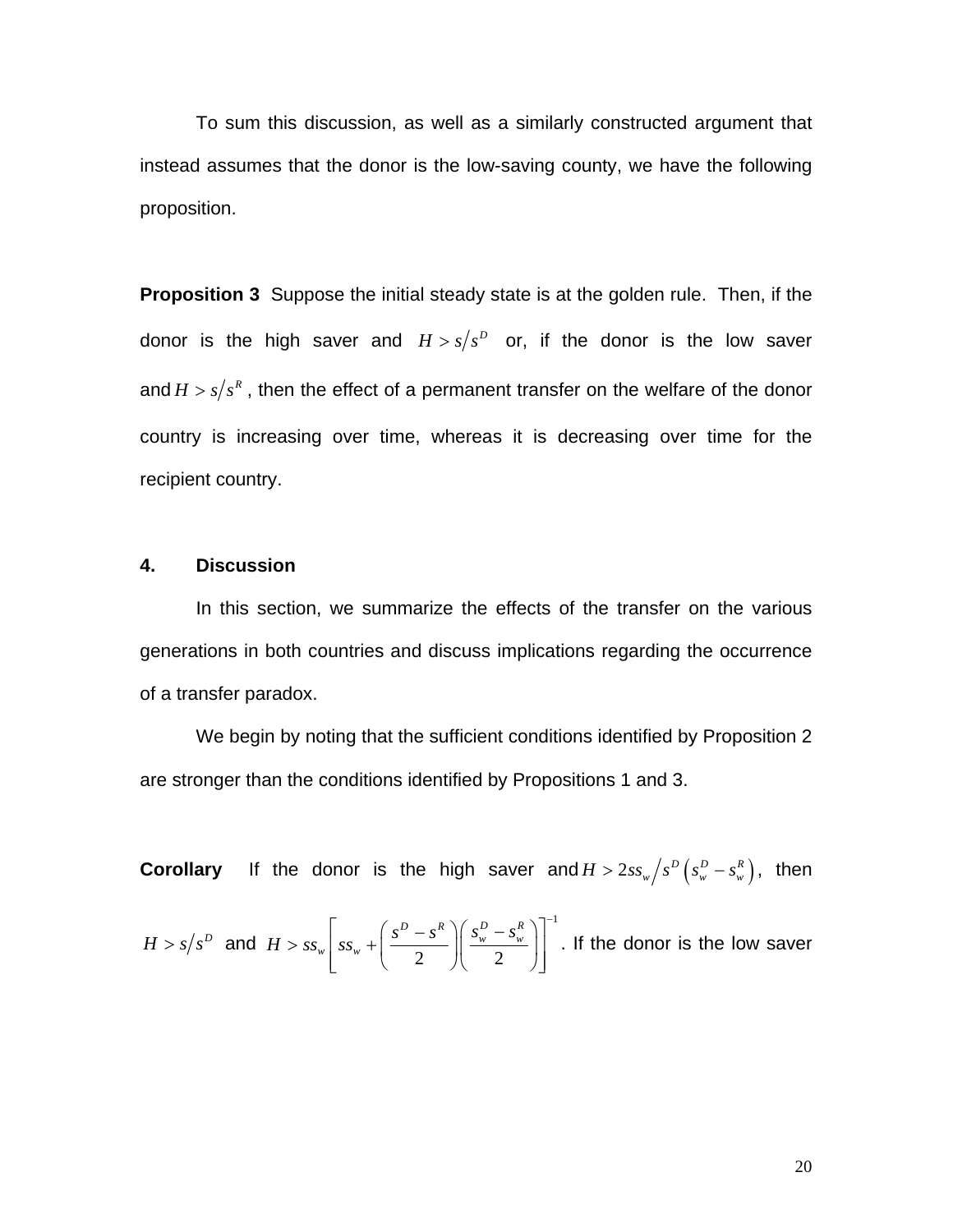To sum this discussion, as well as a similarly constructed argument that instead assumes that the donor is the low-saving county, we have the following proposition.

**Proposition 3** Suppose the initial steady state is at the golden rule. Then, if the donor is the high saver and $H > s/s^D$ or, if the donor is the low saver and $H > s/s^R$, then the effect of a permanent transfer on the welfare of the donor country is increasing over time, whereas it is decreasing over time for the recipient country.

## 4. Discussion

In this section, we summarize the effects of the transfer on the various generations in both countries and discuss implications regarding the occurrence of a transfer paradox.

We begin by noting that the sufficient conditions identified by Proposition 2 are stronger than the conditions identified by Propositions 1 and 3.

**Corollary** If the donor is the high saver and $H > 2ss_w / s^D\left(s_w^D - s_w^R\right)$, then $H > s/s^D$ and $H > ss_w\left[ss_w + \left(\frac{s^D - s^R}{2}\right)\left(\frac{s_w^D - s_w^R}{2}\right)\right]^{-1}$. If the donor is the low saver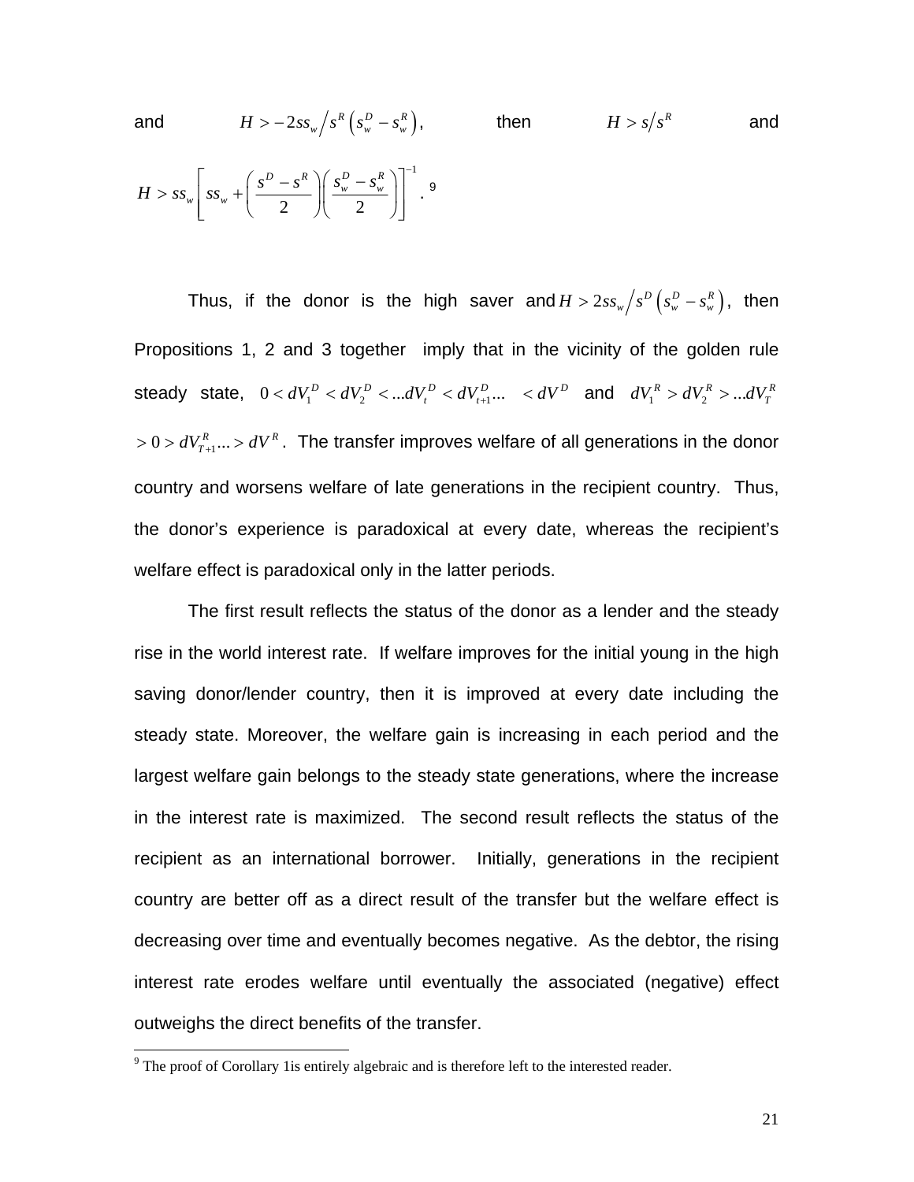and $\quad H > -2ss_w \big/ s^R \left(s_w^D - s_w^R\right)$, $\quad$ then $\quad H > s \big/ s^R \quad$ and

$H > ss_w \left[ ss_w + \left(\frac{s^D - s^R}{2}\right)\left(\frac{s_w^D - s_w^R}{2}\right)\right]^{-1}$. [9]

Thus, if the donor is the high saver and $H > 2ss_w \big/ s^D \left(s_w^D - s_w^R\right)$, then Propositions 1, 2 and 3 together imply that in the vicinity of the golden rule steady state, $0 < dV_1^D < dV_2^D < ...dV_t^D < dV_{t+1}^D... \quad < dV^D$ and $dV_1^R > dV_2^R > ...dV_T^R$ $> 0 > dV_{T+1}^R ... > dV^R$. The transfer improves welfare of all generations in the donor country and worsens welfare of late generations in the recipient country. Thus, the donor's experience is paradoxical at every date, whereas the recipient's welfare effect is paradoxical only in the latter periods.

The first result reflects the status of the donor as a lender and the steady rise in the world interest rate. If welfare improves for the initial young in the high saving donor/lender country, then it is improved at every date including the steady state. Moreover, the welfare gain is increasing in each period and the largest welfare gain belongs to the steady state generations, where the increase in the interest rate is maximized. The second result reflects the status of the recipient as an international borrower. Initially, generations in the recipient country are better off as a direct result of the transfer but the welfare effect is decreasing over time and eventually becomes negative. As the debtor, the rising interest rate erodes welfare until eventually the associated (negative) effect outweighs the direct benefits of the transfer.

[9] The proof of Corollary 1is entirely algebraic and is therefore left to the interested reader.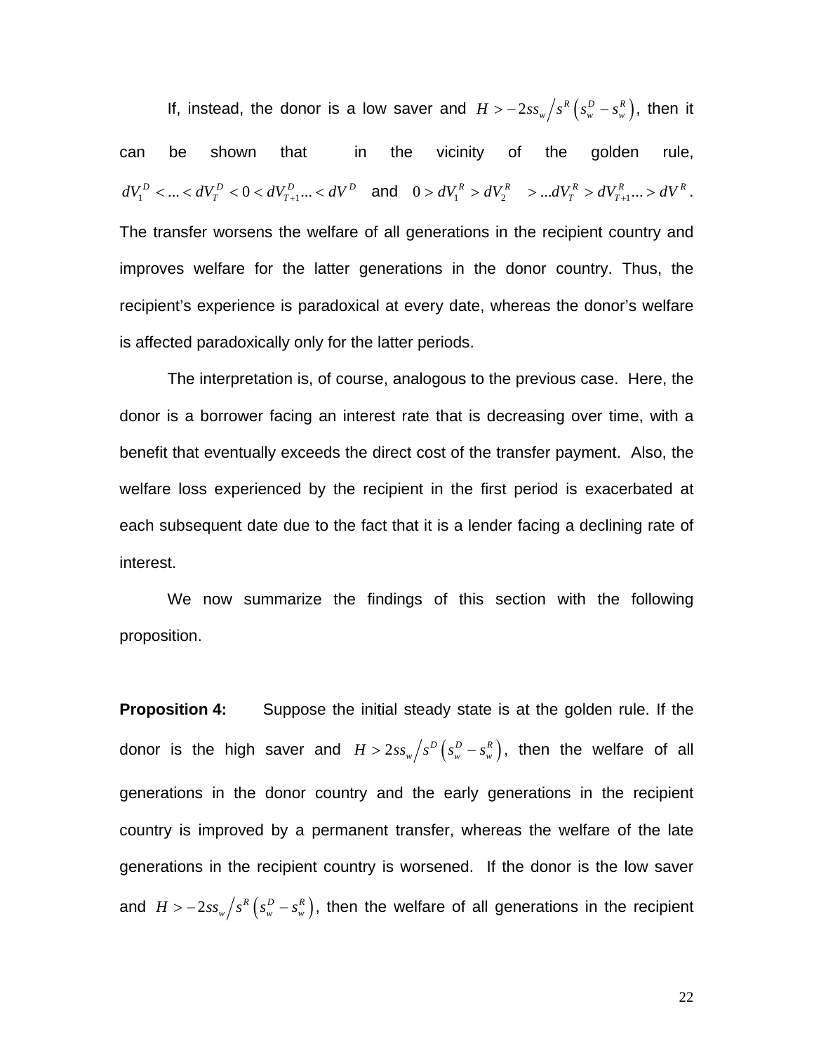If, instead, the donor is a low saver and $H > -2ss_w / s^R \left(s_w^D - s_w^R\right)$, then it can be shown that in the vicinity of the golden rule, $dV_1^D < ... < dV_T^D < 0 < dV_{T+1}^D ... < dV^D$ and $0 > dV_1^R > dV_2^R > ...dV_T^R > dV_{T+1}^R ... > dV^R$. The transfer worsens the welfare of all generations in the recipient country and improves welfare for the latter generations in the donor country. Thus, the recipient's experience is paradoxical at every date, whereas the donor's welfare is affected paradoxically only for the latter periods.

The interpretation is, of course, analogous to the previous case. Here, the donor is a borrower facing an interest rate that is decreasing over time, with a benefit that eventually exceeds the direct cost of the transfer payment. Also, the welfare loss experienced by the recipient in the first period is exacerbated at each subsequent date due to the fact that it is a lender facing a declining rate of interest.

We now summarize the findings of this section with the following proposition.

**Proposition 4:** Suppose the initial steady state is at the golden rule. If the donor is the high saver and $H > 2ss_w / s^D \left(s_w^D - s_w^R\right)$, then the welfare of all generations in the donor country and the early generations in the recipient country is improved by a permanent transfer, whereas the welfare of the late generations in the recipient country is worsened. If the donor is the low saver and $H > -2ss_w / s^R \left(s_w^D - s_w^R\right)$, then the welfare of all generations in the recipient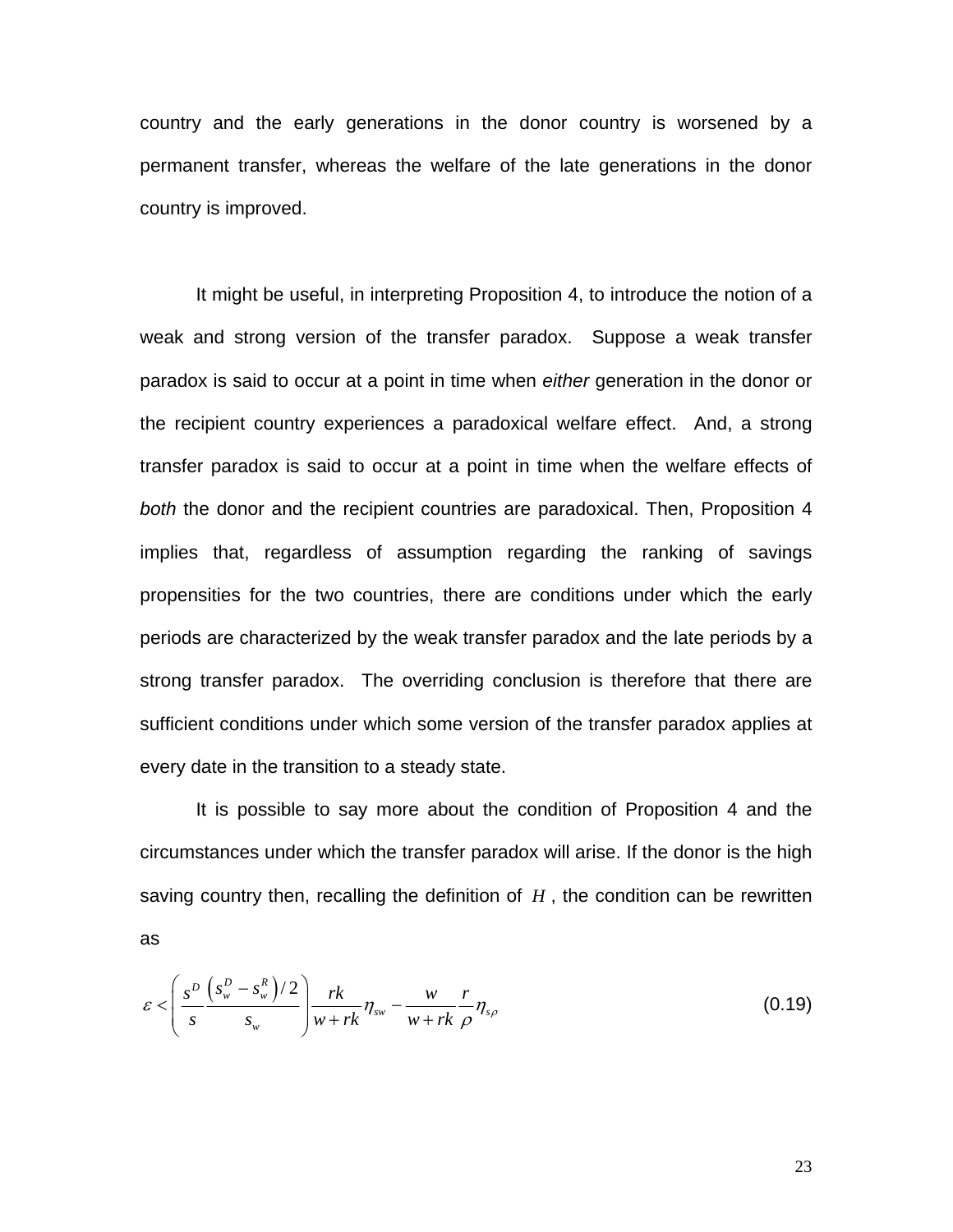country and the early generations in the donor country is worsened by a permanent transfer, whereas the welfare of the late generations in the donor country is improved.

It might be useful, in interpreting Proposition 4, to introduce the notion of a weak and strong version of the transfer paradox. Suppose a weak transfer paradox is said to occur at a point in time when *either* generation in the donor or the recipient country experiences a paradoxical welfare effect. And, a strong transfer paradox is said to occur at a point in time when the welfare effects of *both* the donor and the recipient countries are paradoxical. Then, Proposition 4 implies that, regardless of assumption regarding the ranking of savings propensities for the two countries, there are conditions under which the early periods are characterized by the weak transfer paradox and the late periods by a strong transfer paradox. The overriding conclusion is therefore that there are sufficient conditions under which some version of the transfer paradox applies at every date in the transition to a steady state.

It is possible to say more about the condition of Proposition 4 and the circumstances under which the transfer paradox will arise. If the donor is the high saving country then, recalling the definition of $H$, the condition can be rewritten as

$$\varepsilon < \left( \frac{s^D}{s} \frac{\left(s_w^D - s_w^R\right)/2}{s_w} \right) \frac{rk}{w+rk} \eta_{sw} - \frac{w}{w+rk} \frac{r}{\rho} \eta_{s\rho} \tag{0.19}$$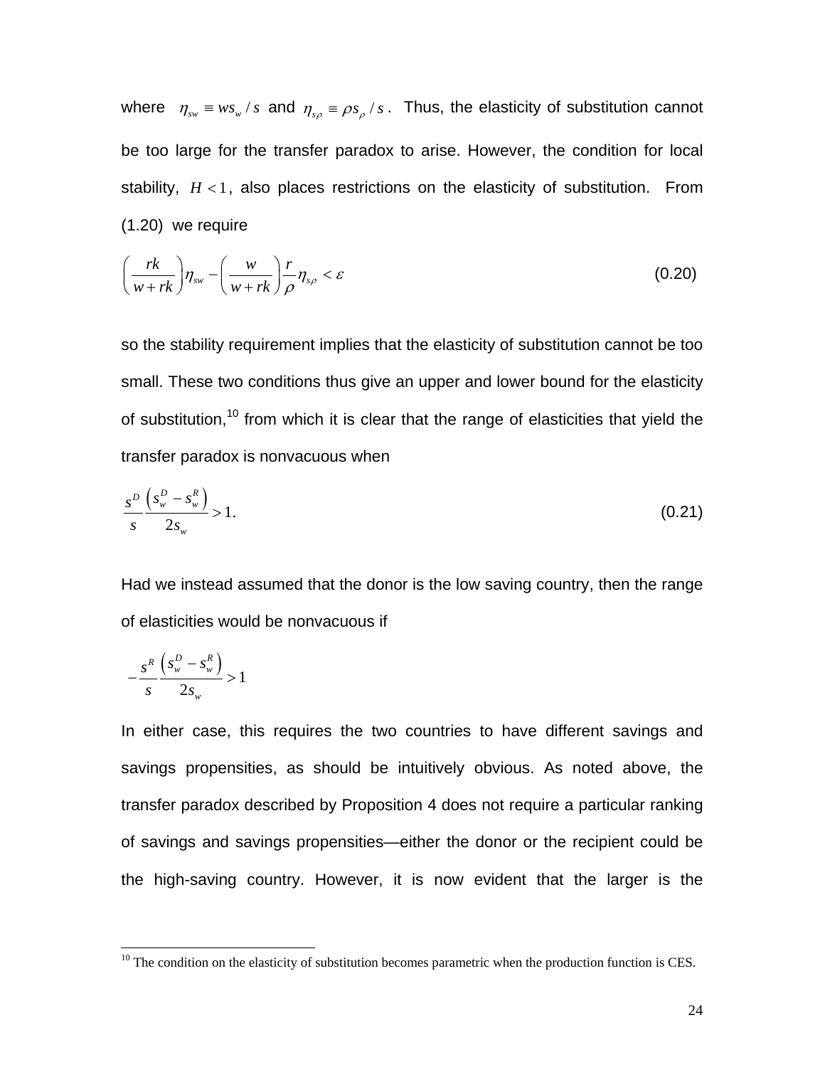where $\eta_{sw} \equiv ws_w / s$ and $\eta_{s\rho} \equiv \rho s_\rho / s$. Thus, the elasticity of substitution cannot be too large for the transfer paradox to arise. However, the condition for local stability, $H < 1$, also places restrictions on the elasticity of substitution. From (1.20) we require

$$\left(\frac{rk}{w+rk}\right)\eta_{sw} - \left(\frac{w}{w+rk}\right)\frac{r}{\rho}\eta_{s\rho} < \varepsilon \tag{0.20}$$

so the stability requirement implies that the elasticity of substitution cannot be too small. These two conditions thus give an upper and lower bound for the elasticity of substitution,[10] from which it is clear that the range of elasticities that yield the transfer paradox is nonvacuous when

$$\frac{s^D}{s}\frac{\left(s_w^D - s_w^R\right)}{2s_w} > 1. \tag{0.21}$$

Had we instead assumed that the donor is the low saving country, then the range of elasticities would be nonvacuous if

$$-\frac{s^R}{s}\frac{\left(s_w^D - s_w^R\right)}{2s_w} > 1$$

In either case, this requires the two countries to have different savings and savings propensities, as should be intuitively obvious. As noted above, the transfer paradox described by Proposition 4 does not require a particular ranking of savings and savings propensities—either the donor or the recipient could be the high-saving country. However, it is now evident that the larger is the

[10] The condition on the elasticity of substitution becomes parametric when the production function is CES.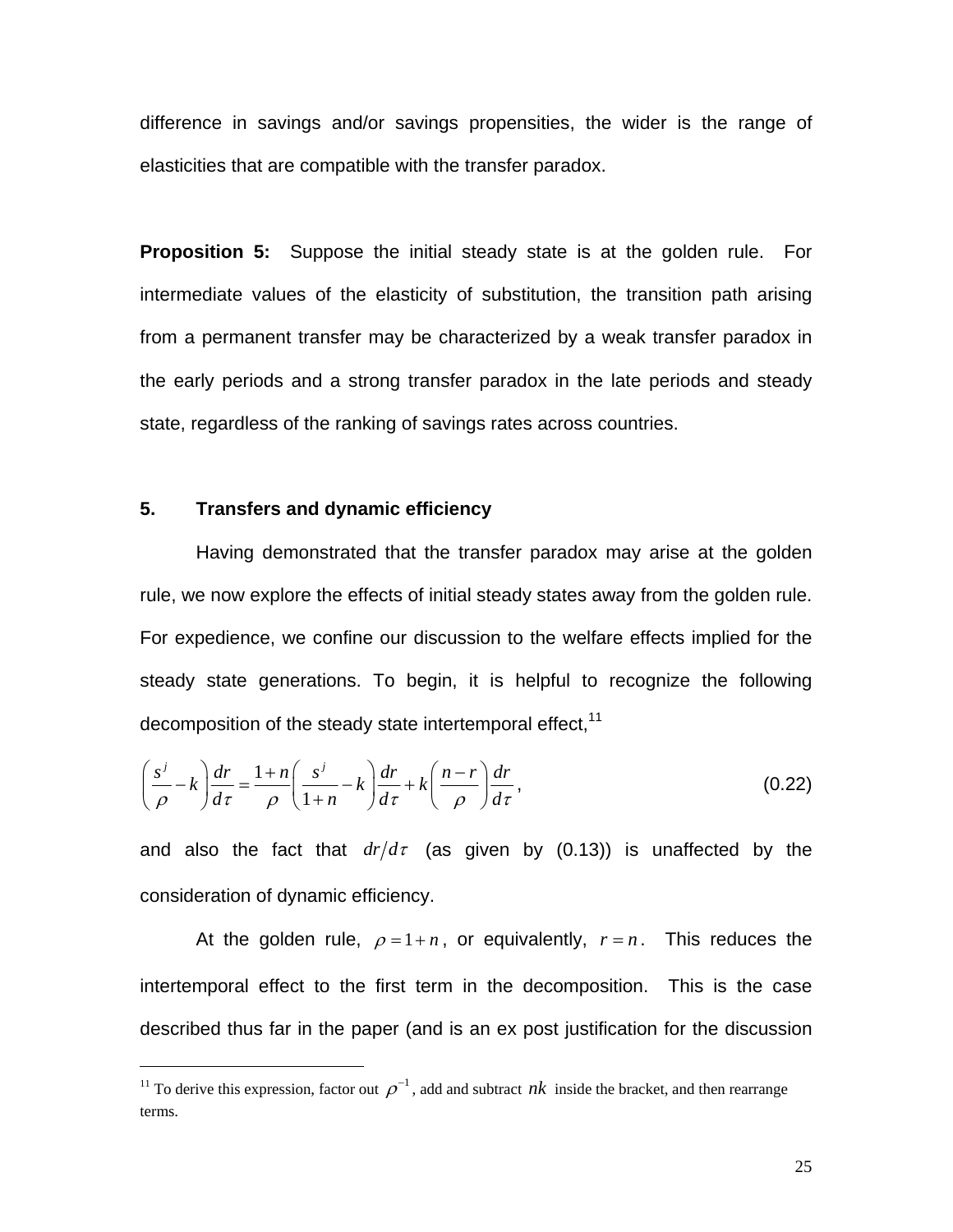difference in savings and/or savings propensities, the wider is the range of elasticities that are compatible with the transfer paradox.

**Proposition 5:** Suppose the initial steady state is at the golden rule. For intermediate values of the elasticity of substitution, the transition path arising from a permanent transfer may be characterized by a weak transfer paradox in the early periods and a strong transfer paradox in the late periods and steady state, regardless of the ranking of savings rates across countries.

## 5. Transfers and dynamic efficiency

Having demonstrated that the transfer paradox may arise at the golden rule, we now explore the effects of initial steady states away from the golden rule. For expedience, we confine our discussion to the welfare effects implied for the steady state generations. To begin, it is helpful to recognize the following decomposition of the steady state intertemporal effect,[11]

$$\left(\frac{s^j}{\rho}-k\right)\frac{dr}{d\tau}=\frac{1+n}{\rho}\left(\frac{s^j}{1+n}-k\right)\frac{dr}{d\tau}+k\left(\frac{n-r}{\rho}\right)\frac{dr}{d\tau}, \tag{0.22}$$

and also the fact that $dr/d\tau$ (as given by (0.13)) is unaffected by the consideration of dynamic efficiency.

At the golden rule, $\rho = 1+n$, or equivalently, $r = n$. This reduces the intertemporal effect to the first term in the decomposition. This is the case described thus far in the paper (and is an ex post justification for the discussion

[11] To derive this expression, factor out $\rho^{-1}$, add and subtract $nk$ inside the bracket, and then rearrange terms.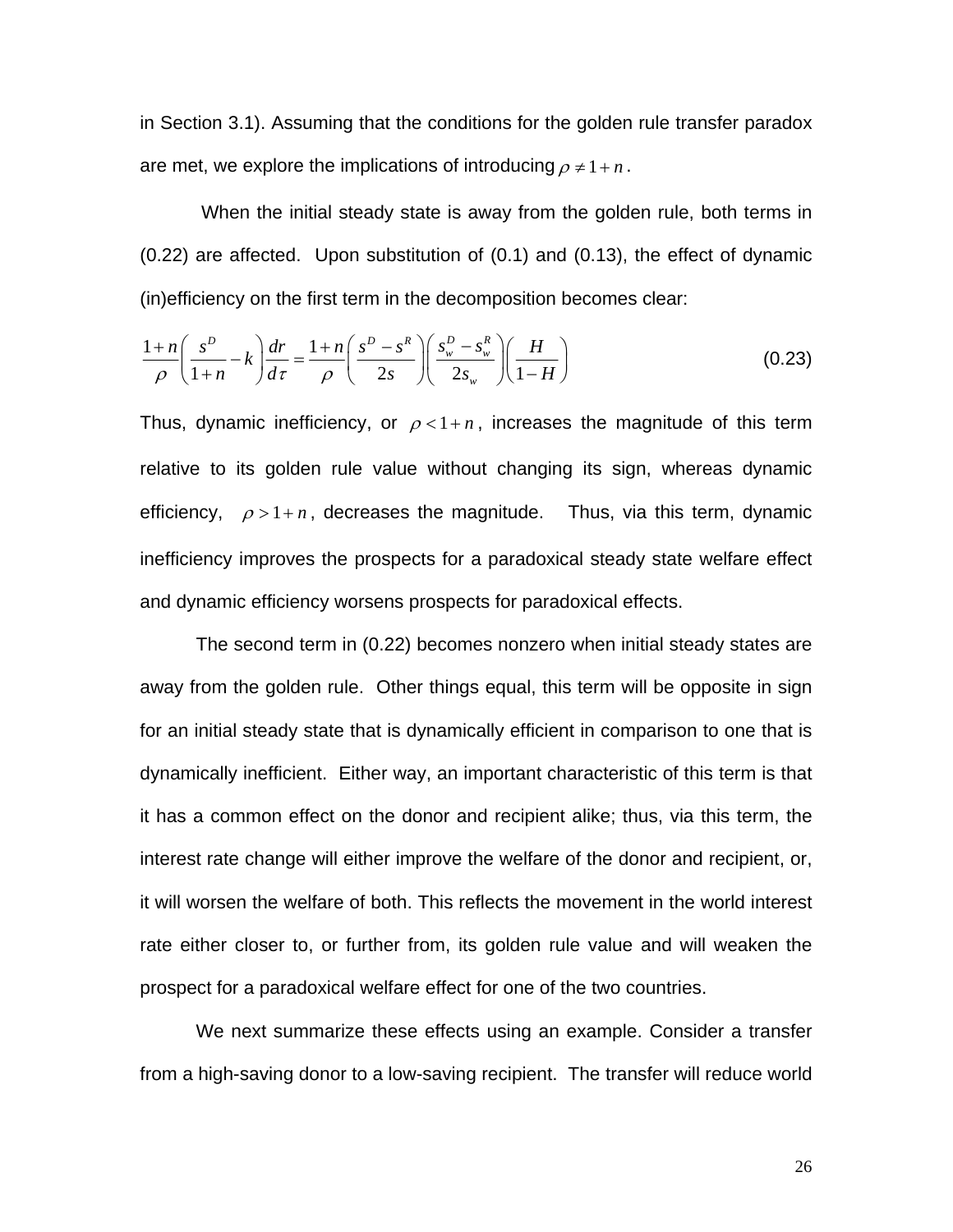in Section 3.1). Assuming that the conditions for the golden rule transfer paradox are met, we explore the implications of introducing $\rho \neq 1+n$.

When the initial steady state is away from the golden rule, both terms in (0.22) are affected. Upon substitution of (0.1) and (0.13), the effect of dynamic (in)efficiency on the first term in the decomposition becomes clear:

$$\frac{1+n}{\rho}\left(\frac{s^D}{1+n}-k\right)\frac{dr}{d\tau}=\frac{1+n}{\rho}\left(\frac{s^D-s^R}{2s}\right)\left(\frac{s_w^D-s_w^R}{2s_w}\right)\left(\frac{H}{1-H}\right) \tag{0.23}$$

Thus, dynamic inefficiency, or $\rho < 1+n$, increases the magnitude of this term relative to its golden rule value without changing its sign, whereas dynamic efficiency, $\rho > 1+n$, decreases the magnitude. Thus, via this term, dynamic inefficiency improves the prospects for a paradoxical steady state welfare effect and dynamic efficiency worsens prospects for paradoxical effects.

The second term in (0.22) becomes nonzero when initial steady states are away from the golden rule. Other things equal, this term will be opposite in sign for an initial steady state that is dynamically efficient in comparison to one that is dynamically inefficient. Either way, an important characteristic of this term is that it has a common effect on the donor and recipient alike; thus, via this term, the interest rate change will either improve the welfare of the donor and recipient, or, it will worsen the welfare of both. This reflects the movement in the world interest rate either closer to, or further from, its golden rule value and will weaken the prospect for a paradoxical welfare effect for one of the two countries.

We next summarize these effects using an example. Consider a transfer from a high-saving donor to a low-saving recipient. The transfer will reduce world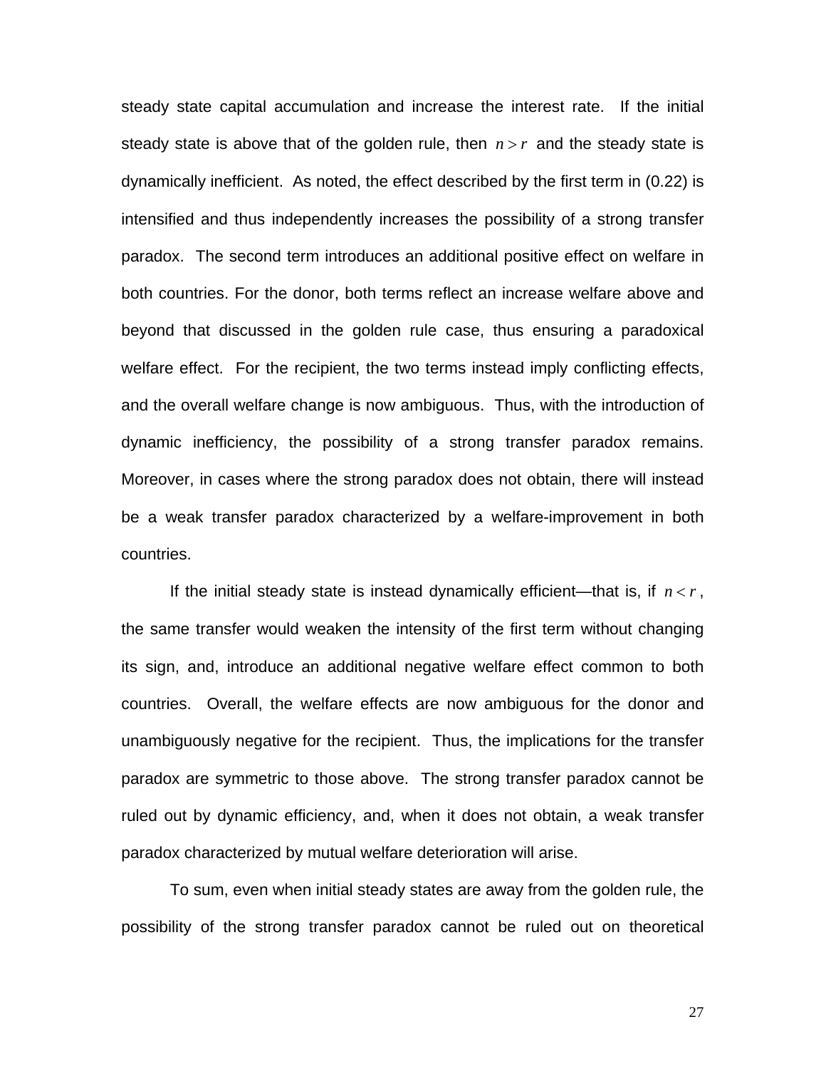steady state capital accumulation and increase the interest rate. If the initial steady state is above that of the golden rule, then $n > r$ and the steady state is dynamically inefficient. As noted, the effect described by the first term in (0.22) is intensified and thus independently increases the possibility of a strong transfer paradox. The second term introduces an additional positive effect on welfare in both countries. For the donor, both terms reflect an increase welfare above and beyond that discussed in the golden rule case, thus ensuring a paradoxical welfare effect. For the recipient, the two terms instead imply conflicting effects, and the overall welfare change is now ambiguous. Thus, with the introduction of dynamic inefficiency, the possibility of a strong transfer paradox remains. Moreover, in cases where the strong paradox does not obtain, there will instead be a weak transfer paradox characterized by a welfare-improvement in both countries.

If the initial steady state is instead dynamically efficient—that is, if $n < r$, the same transfer would weaken the intensity of the first term without changing its sign, and, introduce an additional negative welfare effect common to both countries. Overall, the welfare effects are now ambiguous for the donor and unambiguously negative for the recipient. Thus, the implications for the transfer paradox are symmetric to those above. The strong transfer paradox cannot be ruled out by dynamic efficiency, and, when it does not obtain, a weak transfer paradox characterized by mutual welfare deterioration will arise.

To sum, even when initial steady states are away from the golden rule, the possibility of the strong transfer paradox cannot be ruled out on theoretical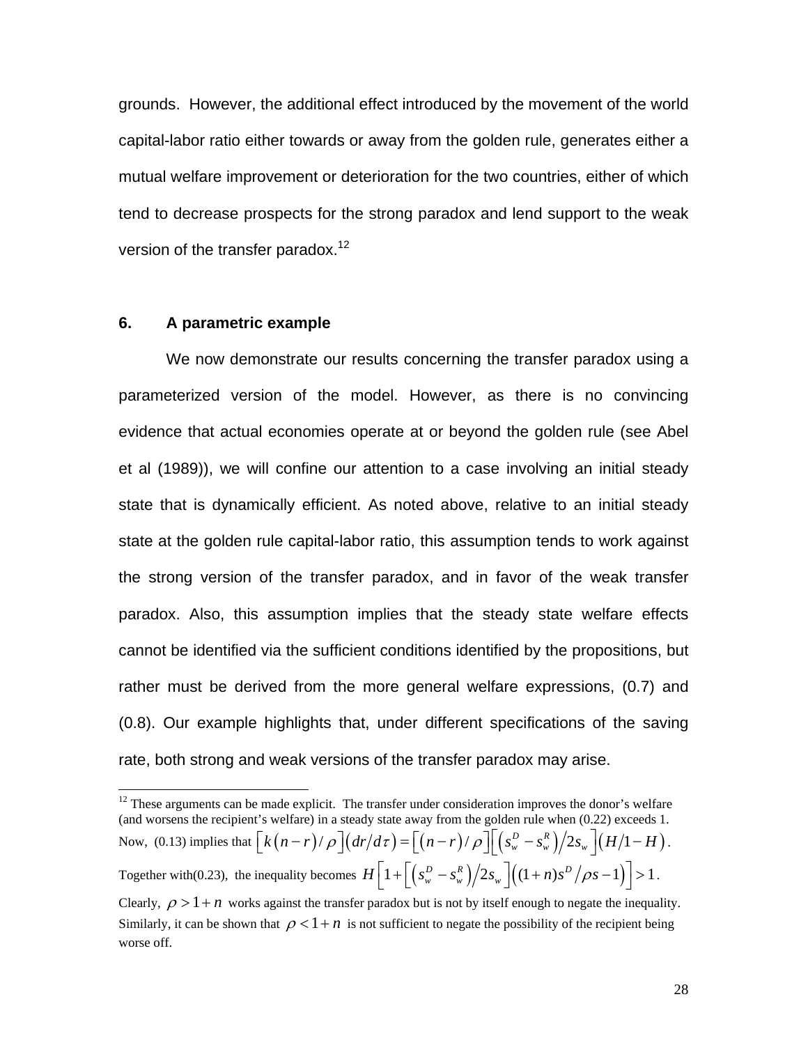grounds. However, the additional effect introduced by the movement of the world capital-labor ratio either towards or away from the golden rule, generates either a mutual welfare improvement or deterioration for the two countries, either of which tend to decrease prospects for the strong paradox and lend support to the weak version of the transfer paradox.[12]

### 6. A parametric example

We now demonstrate our results concerning the transfer paradox using a parameterized version of the model. However, as there is no convincing evidence that actual economies operate at or beyond the golden rule (see Abel et al (1989)), we will confine our attention to a case involving an initial steady state that is dynamically efficient. As noted above, relative to an initial steady state at the golden rule capital-labor ratio, this assumption tends to work against the strong version of the transfer paradox, and in favor of the weak transfer paradox. Also, this assumption implies that the steady state welfare effects cannot be identified via the sufficient conditions identified by the propositions, but rather must be derived from the more general welfare expressions, (0.7) and (0.8). Our example highlights that, under different specifications of the saving rate, both strong and weak versions of the transfer paradox may arise.

---

[12] These arguments can be made explicit. The transfer under consideration improves the donor's welfare (and worsens the recipient's welfare) in a steady state away from the golden rule when (0.22) exceeds 1. Now, (0.13) implies that $\left[k\left(n-r\right)/\rho\right]\left(dr/d\tau\right)=\left[\left(n-r\right)/\rho\right]\left[\left(s_w^D-s_w^R\right)/2s_w\right]\left(H/1-H\right)$. Together with(0.23), the inequality becomes $H\left[1+\left[\left(s_w^D-s_w^R\right)/2s_w\right]\left((1+n)s^D/\rho s-1\right)\right]>1$. Clearly, $\rho>1+n$ works against the transfer paradox but is not by itself enough to negate the inequality. Similarly, it can be shown that $\rho<1+n$ is not sufficient to negate the possibility of the recipient being worse off.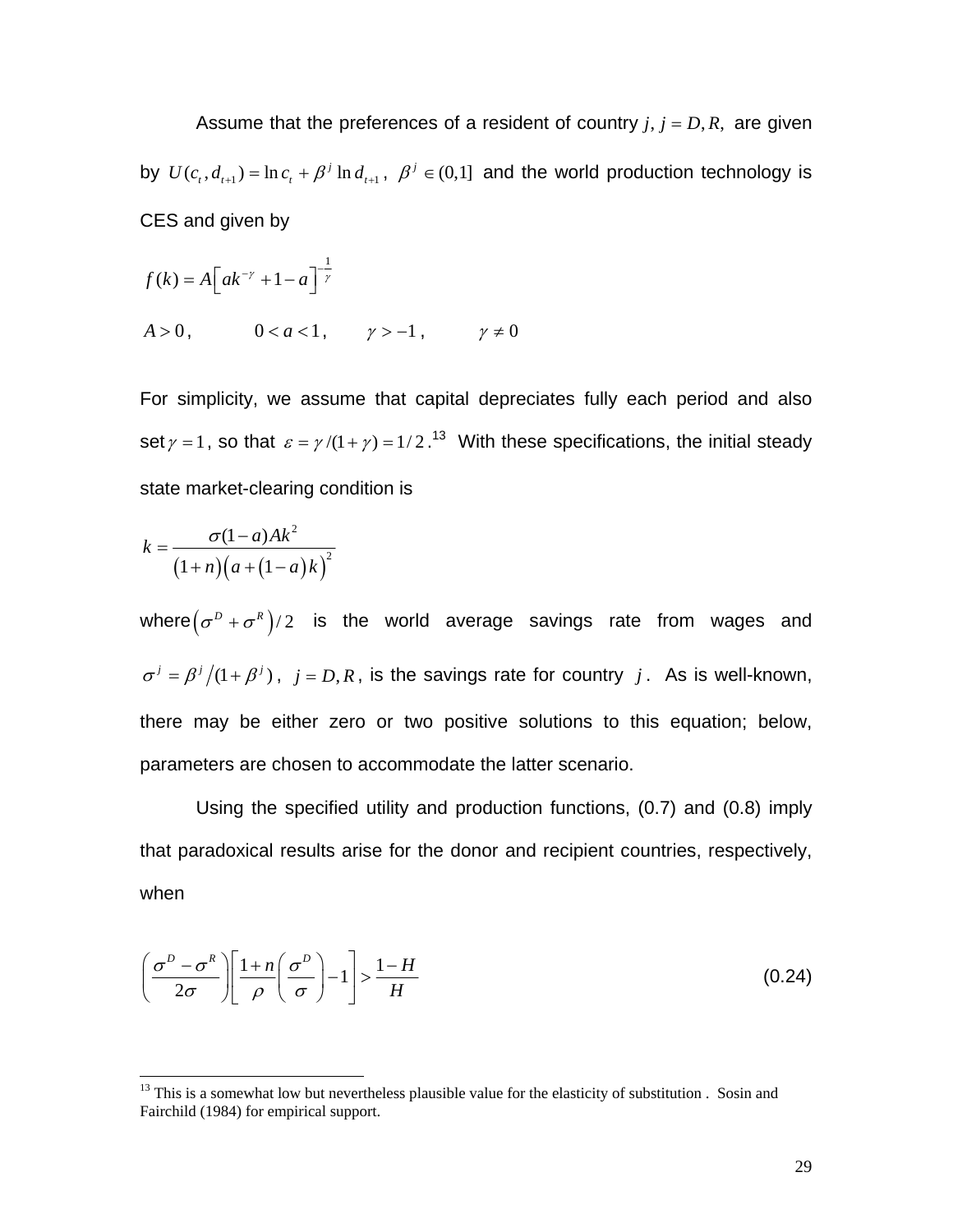Assume that the preferences of a resident of country $j,\ j = D, R,$ are given by $U(c_t, d_{t+1}) = \ln c_t + \beta^j \ln d_{t+1}$, $\beta^j \in (0,1]$ and the world production technology is CES and given by

$$f(k) = A\left[ak^{-\gamma} + 1 - a\right]^{-\frac{1}{\gamma}}$$

$$A > 0, \qquad 0 < a < 1, \qquad \gamma > -1, \qquad \gamma \neq 0$$

For simplicity, we assume that capital depreciates fully each period and also set $\gamma = 1$, so that $\varepsilon = \gamma/(1+\gamma) = 1/2$.[13] With these specifications, the initial steady state market-clearing condition is

$$k = \frac{\sigma(1-a)Ak^2}{(1+n)\left(a + (1-a)k\right)^2}$$

where $\left(\sigma^D + \sigma^R\right)/2$ is the world average savings rate from wages and $\sigma^j = \beta^j/(1+\beta^j)$, $j = D, R$, is the savings rate for country $j$. As is well-known, there may be either zero or two positive solutions to this equation; below, parameters are chosen to accommodate the latter scenario.

Using the specified utility and production functions, (0.7) and (0.8) imply that paradoxical results arise for the donor and recipient countries, respectively, when

$$\left(\frac{\sigma^D - \sigma^R}{2\sigma}\right)\left[\frac{1+n}{\rho}\left(\frac{\sigma^D}{\sigma}\right) - 1\right] > \frac{1-H}{H} \tag{0.24}$$

[13] This is a somewhat low but nevertheless plausible value for the elasticity of substitution . Sosin and Fairchild (1984) for empirical support.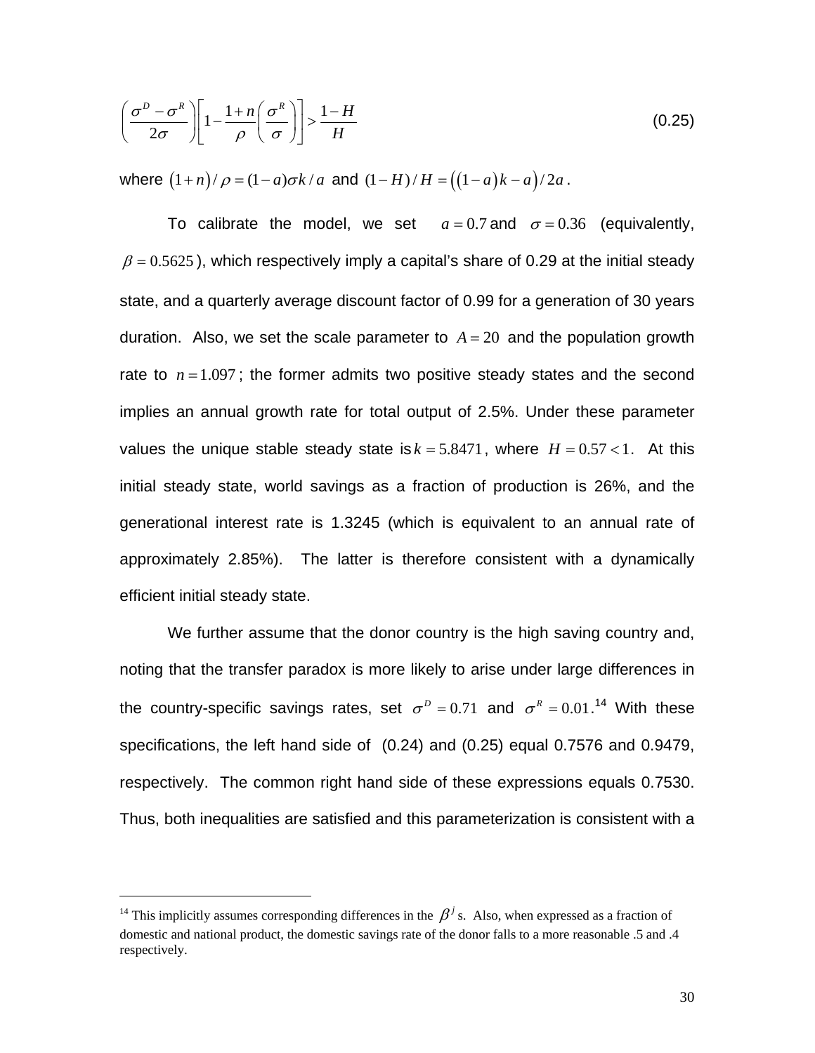$$\left(\frac{\sigma^D - \sigma^R}{2\sigma}\right)\left[1 - \frac{1+n}{\rho}\left(\frac{\sigma^R}{\sigma}\right)\right] > \frac{1-H}{H} \tag{0.25}$$

where $(1+n)/\rho = (1-a)\sigma k/a$ and $(1-H)/H = ((1-a)k - a)/2a$.

To calibrate the model, we set $a = 0.7$ and $\sigma = 0.36$ (equivalently, $\beta = 0.5625$), which respectively imply a capital's share of 0.29 at the initial steady state, and a quarterly average discount factor of 0.99 for a generation of 30 years duration. Also, we set the scale parameter to $A = 20$ and the population growth rate to $n = 1.097$; the former admits two positive steady states and the second implies an annual growth rate for total output of 2.5%. Under these parameter values the unique stable steady state is $k = 5.8471$, where $H = 0.57 < 1$. At this initial steady state, world savings as a fraction of production is 26%, and the generational interest rate is 1.3245 (which is equivalent to an annual rate of approximately 2.85%). The latter is therefore consistent with a dynamically efficient initial steady state.

We further assume that the donor country is the high saving country and, noting that the transfer paradox is more likely to arise under large differences in the country-specific savings rates, set $\sigma^D = 0.71$ and $\sigma^R = 0.01$.[14] With these specifications, the left hand side of (0.24) and (0.25) equal 0.7576 and 0.9479, respectively. The common right hand side of these expressions equals 0.7530. Thus, both inequalities are satisfied and this parameterization is consistent with a

[14] This implicitly assumes corresponding differences in the $\beta^j$ s. Also, when expressed as a fraction of domestic and national product, the domestic savings rate of the donor falls to a more reasonable .5 and .4 respectively.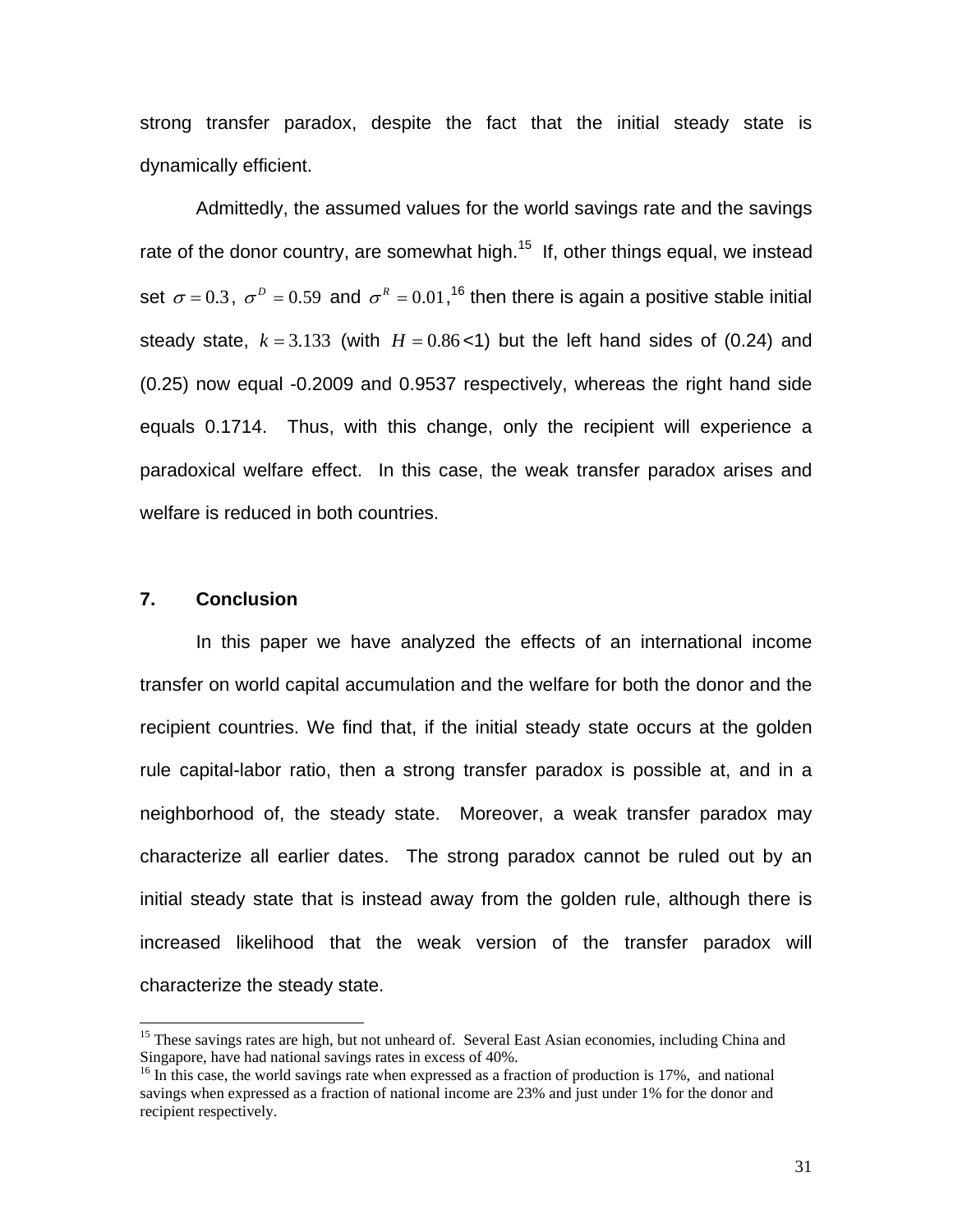strong transfer paradox, despite the fact that the initial steady state is dynamically efficient.

Admittedly, the assumed values for the world savings rate and the savings rate of the donor country, are somewhat high.[15] If, other things equal, we instead set $\sigma = 0.3$, $\sigma^{D} = 0.59$ and $\sigma^{R} = 0.01$,[16] then there is again a positive stable initial steady state, $k = 3.133$ (with $H = 0.86 < 1$) but the left hand sides of (0.24) and (0.25) now equal -0.2009 and 0.9537 respectively, whereas the right hand side equals 0.1714. Thus, with this change, only the recipient will experience a paradoxical welfare effect. In this case, the weak transfer paradox arises and welfare is reduced in both countries.

## 7. Conclusion

In this paper we have analyzed the effects of an international income transfer on world capital accumulation and the welfare for both the donor and the recipient countries. We find that, if the initial steady state occurs at the golden rule capital-labor ratio, then a strong transfer paradox is possible at, and in a neighborhood of, the steady state. Moreover, a weak transfer paradox may characterize all earlier dates. The strong paradox cannot be ruled out by an initial steady state that is instead away from the golden rule, although there is increased likelihood that the weak version of the transfer paradox will characterize the steady state.

---

[15] These savings rates are high, but not unheard of. Several East Asian economies, including China and Singapore, have had national savings rates in excess of 40%.

[16] In this case, the world savings rate when expressed as a fraction of production is 17%, and national savings when expressed as a fraction of national income are 23% and just under 1% for the donor and recipient respectively.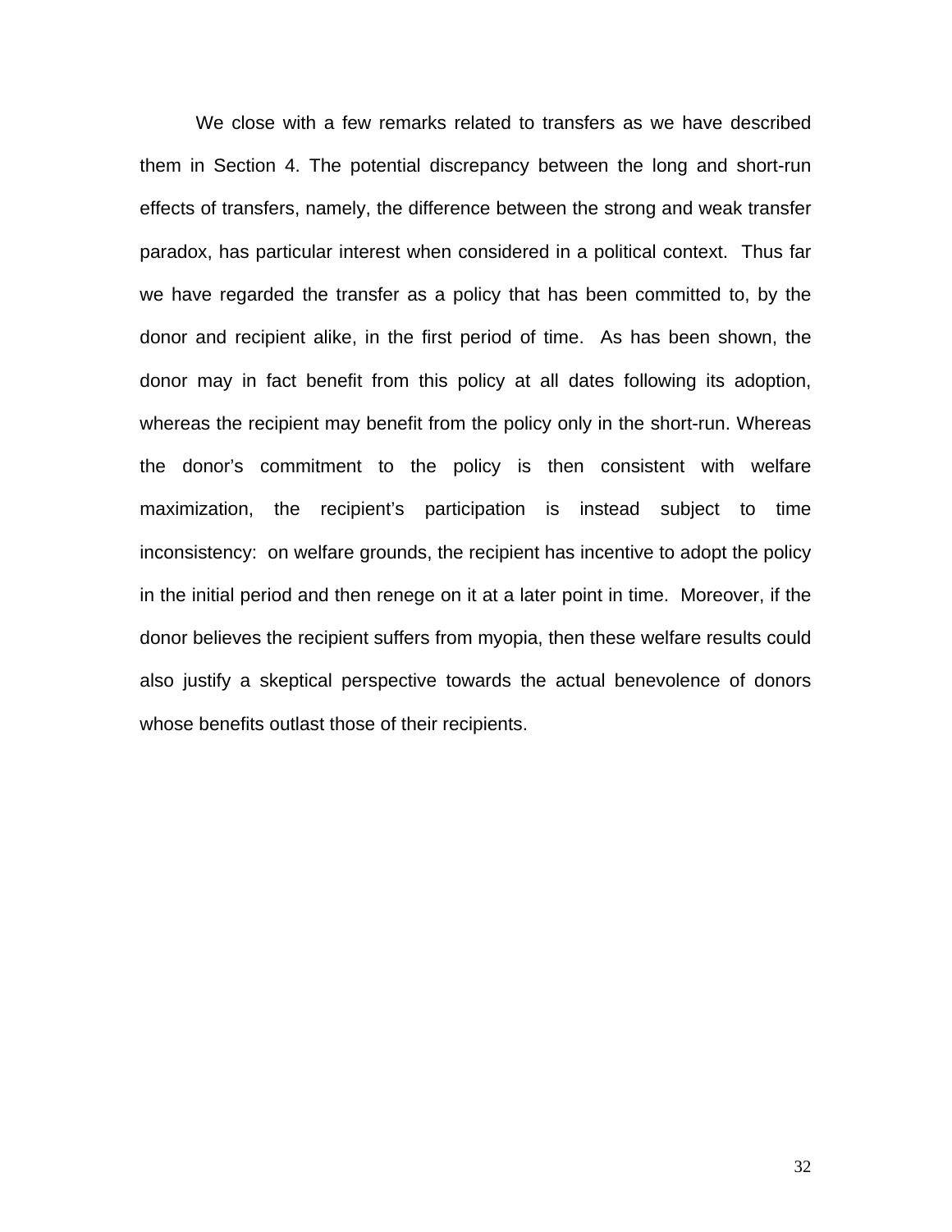We close with a few remarks related to transfers as we have described them in Section 4. The potential discrepancy between the long and short-run effects of transfers, namely, the difference between the strong and weak transfer paradox, has particular interest when considered in a political context. Thus far we have regarded the transfer as a policy that has been committed to, by the donor and recipient alike, in the first period of time. As has been shown, the donor may in fact benefit from this policy at all dates following its adoption, whereas the recipient may benefit from the policy only in the short-run. Whereas the donor's commitment to the policy is then consistent with welfare maximization, the recipient's participation is instead subject to time inconsistency: on welfare grounds, the recipient has incentive to adopt the policy in the initial period and then renege on it at a later point in time. Moreover, if the donor believes the recipient suffers from myopia, then these welfare results could also justify a skeptical perspective towards the actual benevolence of donors whose benefits outlast those of their recipients.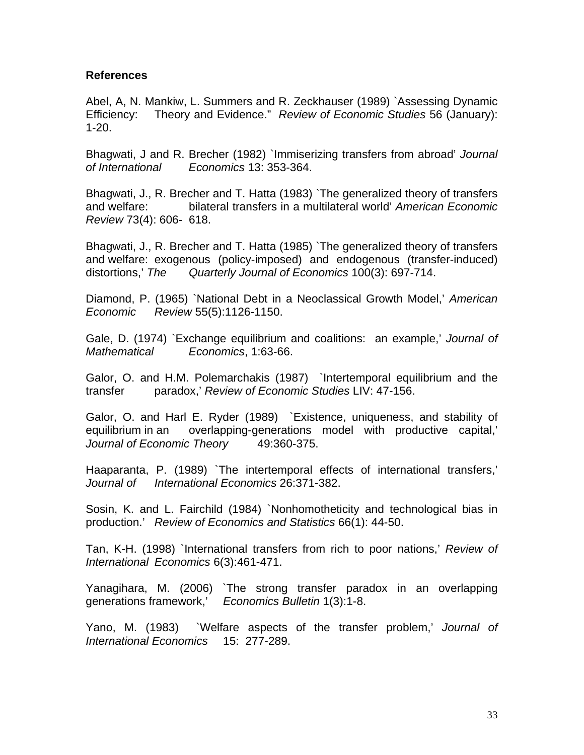**References**

Abel, A, N. Mankiw, L. Summers and R. Zeckhauser (1989) `Assessing Dynamic Efficiency: Theory and Evidence." *Review of Economic Studies* 56 (January): 1-20.

Bhagwati, J and R. Brecher (1982) `Immiserizing transfers from abroad' *Journal of International Economics* 13: 353-364.

Bhagwati, J., R. Brecher and T. Hatta (1983) `The generalized theory of transfers and welfare: bilateral transfers in a multilateral world' *American Economic Review* 73(4): 606- 618.

Bhagwati, J., R. Brecher and T. Hatta (1985) `The generalized theory of transfers and welfare: exogenous (policy-imposed) and endogenous (transfer-induced) distortions,' *The Quarterly Journal of Economics* 100(3): 697-714.

Diamond, P. (1965) `National Debt in a Neoclassical Growth Model,' *American Economic Review* 55(5):1126-1150.

Gale, D. (1974) `Exchange equilibrium and coalitions: an example,' *Journal of Mathematical Economics*, 1:63-66.

Galor, O. and H.M. Polemarchakis (1987) `Intertemporal equilibrium and the transfer paradox,' *Review of Economic Studies* LIV: 47-156.

Galor, O. and Harl E. Ryder (1989) `Existence, uniqueness, and stability of equilibrium in an overlapping-generations model with productive capital,' *Journal of Economic Theory* 49:360-375.

Haaparanta, P. (1989) `The intertemporal effects of international transfers,' *Journal of International Economics* 26:371-382.

Sosin, K. and L. Fairchild (1984) `Nonhomotheticity and technological bias in production.' *Review of Economics and Statistics* 66(1): 44-50.

Tan, K-H. (1998) `International transfers from rich to poor nations,' *Review of International Economics* 6(3):461-471.

Yanagihara, M. (2006) `The strong transfer paradox in an overlapping generations framework,' *Economics Bulletin* 1(3):1-8.

Yano, M. (1983) `Welfare aspects of the transfer problem,' *Journal of International Economics* 15: 277-289.